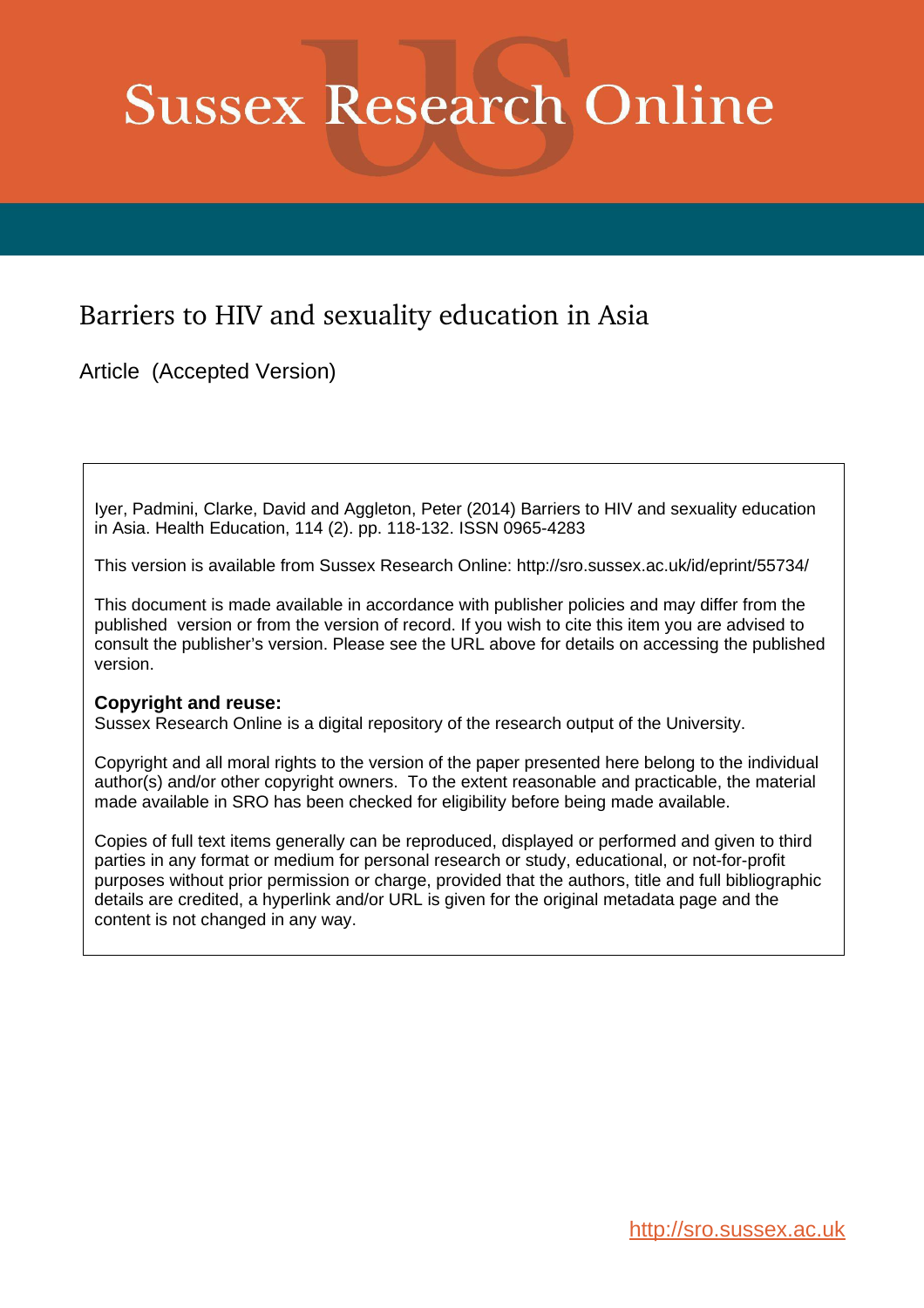# Sussex Research Online

## Barriers to HIV and sexuality education in Asia

Article (Accepted Version)

Iyer, Padmini, Clarke, David and Aggleton, Peter (2014) Barriers to HIV and sexuality education in Asia. Health Education, 114 (2). pp. 118-132. ISSN 0965-4283

This version is available from Sussex Research Online: http://sro.sussex.ac.uk/id/eprint/55734/

This document is made available in accordance with publisher policies and may differ from the published version or from the version of record. If you wish to cite this item you are advised to consult the publisher's version. Please see the URL above for details on accessing the published version.

**Copyright and reuse:**
Sussex Research Online is a digital repository of the research output of the University.

Copyright and all moral rights to the version of the paper presented here belong to the individual author(s) and/or other copyright owners. To the extent reasonable and practicable, the material made available in SRO has been checked for eligibility before being made available.

Copies of full text items generally can be reproduced, displayed or performed and given to third parties in any format or medium for personal research or study, educational, or not-for-profit purposes without prior permission or charge, provided that the authors, title and full bibliographic details are credited, a hyperlink and/or URL is given for the original metadata page and the content is not changed in any way.

http://sro.sussex.ac.uk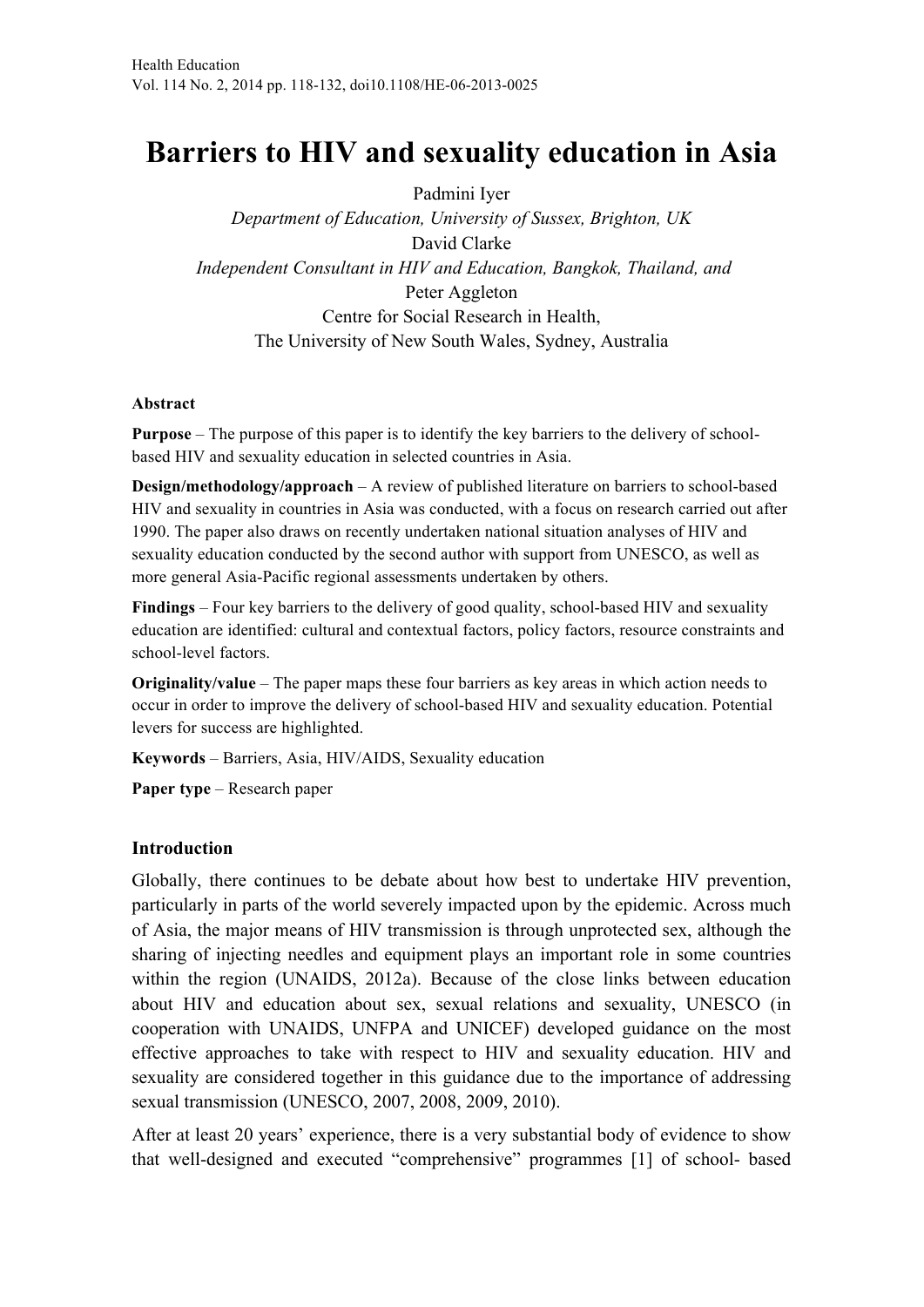Health Education
Vol. 114 No. 2, 2014 pp. 118-132, doi10.1108/HE-06-2013-0025

# Barriers to HIV and sexuality education in Asia

Padmini Iyer
*Department of Education, University of Sussex, Brighton, UK*
David Clarke
*Independent Consultant in HIV and Education, Bangkok, Thailand, and*
Peter Aggleton
Centre for Social Research in Health,
The University of New South Wales, Sydney, Australia

**Abstract**

**Purpose** – The purpose of this paper is to identify the key barriers to the delivery of school-based HIV and sexuality education in selected countries in Asia.

**Design/methodology/approach** – A review of published literature on barriers to school-based HIV and sexuality in countries in Asia was conducted, with a focus on research carried out after 1990. The paper also draws on recently undertaken national situation analyses of HIV and sexuality education conducted by the second author with support from UNESCO, as well as more general Asia-Pacific regional assessments undertaken by others.

**Findings** – Four key barriers to the delivery of good quality, school-based HIV and sexuality education are identified: cultural and contextual factors, policy factors, resource constraints and school-level factors.

**Originality/value** – The paper maps these four barriers as key areas in which action needs to occur in order to improve the delivery of school-based HIV and sexuality education. Potential levers for success are highlighted.

**Keywords** – Barriers, Asia, HIV/AIDS, Sexuality education

**Paper type** – Research paper

## Introduction

Globally, there continues to be debate about how best to undertake HIV prevention, particularly in parts of the world severely impacted upon by the epidemic. Across much of Asia, the major means of HIV transmission is through unprotected sex, although the sharing of injecting needles and equipment plays an important role in some countries within the region (UNAIDS, 2012a). Because of the close links between education about HIV and education about sex, sexual relations and sexuality, UNESCO (in cooperation with UNAIDS, UNFPA and UNICEF) developed guidance on the most effective approaches to take with respect to HIV and sexuality education. HIV and sexuality are considered together in this guidance due to the importance of addressing sexual transmission (UNESCO, 2007, 2008, 2009, 2010).

After at least 20 years' experience, there is a very substantial body of evidence to show that well-designed and executed "comprehensive" programmes [1] of school- based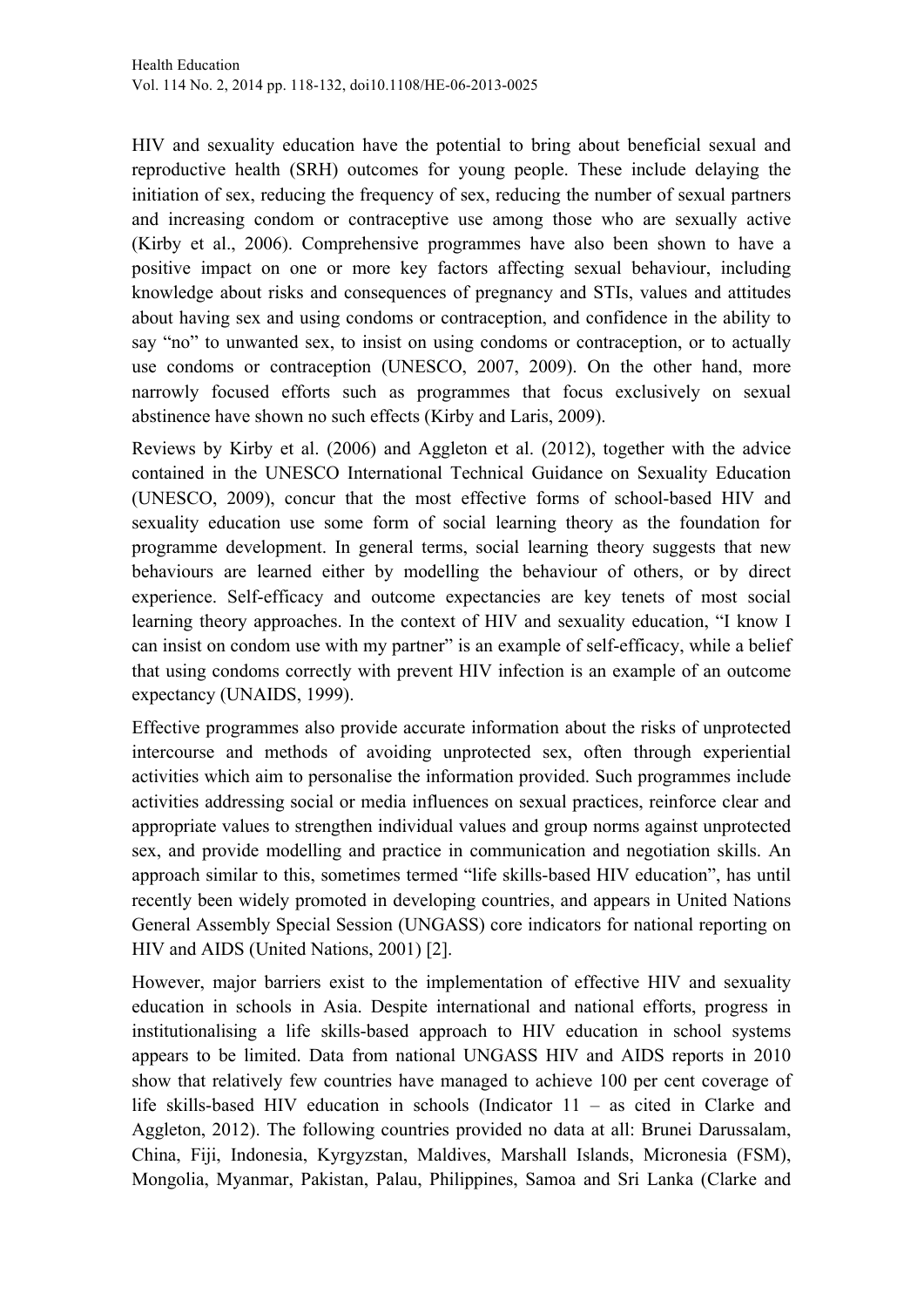HIV and sexuality education have the potential to bring about beneficial sexual and reproductive health (SRH) outcomes for young people. These include delaying the initiation of sex, reducing the frequency of sex, reducing the number of sexual partners and increasing condom or contraceptive use among those who are sexually active (Kirby et al., 2006). Comprehensive programmes have also been shown to have a positive impact on one or more key factors affecting sexual behaviour, including knowledge about risks and consequences of pregnancy and STIs, values and attitudes about having sex and using condoms or contraception, and confidence in the ability to say "no" to unwanted sex, to insist on using condoms or contraception, or to actually use condoms or contraception (UNESCO, 2007, 2009). On the other hand, more narrowly focused efforts such as programmes that focus exclusively on sexual abstinence have shown no such effects (Kirby and Laris, 2009).

Reviews by Kirby et al. (2006) and Aggleton et al. (2012), together with the advice contained in the UNESCO International Technical Guidance on Sexuality Education (UNESCO, 2009), concur that the most effective forms of school-based HIV and sexuality education use some form of social learning theory as the foundation for programme development. In general terms, social learning theory suggests that new behaviours are learned either by modelling the behaviour of others, or by direct experience. Self-efficacy and outcome expectancies are key tenets of most social learning theory approaches. In the context of HIV and sexuality education, "I know I can insist on condom use with my partner" is an example of self-efficacy, while a belief that using condoms correctly with prevent HIV infection is an example of an outcome expectancy (UNAIDS, 1999).

Effective programmes also provide accurate information about the risks of unprotected intercourse and methods of avoiding unprotected sex, often through experiential activities which aim to personalise the information provided. Such programmes include activities addressing social or media influences on sexual practices, reinforce clear and appropriate values to strengthen individual values and group norms against unprotected sex, and provide modelling and practice in communication and negotiation skills. An approach similar to this, sometimes termed "life skills-based HIV education", has until recently been widely promoted in developing countries, and appears in United Nations General Assembly Special Session (UNGASS) core indicators for national reporting on HIV and AIDS (United Nations, 2001) [2].

However, major barriers exist to the implementation of effective HIV and sexuality education in schools in Asia. Despite international and national efforts, progress in institutionalising a life skills-based approach to HIV education in school systems appears to be limited. Data from national UNGASS HIV and AIDS reports in 2010 show that relatively few countries have managed to achieve 100 per cent coverage of life skills-based HIV education in schools (Indicator 11 – as cited in Clarke and Aggleton, 2012). The following countries provided no data at all: Brunei Darussalam, China, Fiji, Indonesia, Kyrgyzstan, Maldives, Marshall Islands, Micronesia (FSM), Mongolia, Myanmar, Pakistan, Palau, Philippines, Samoa and Sri Lanka (Clarke and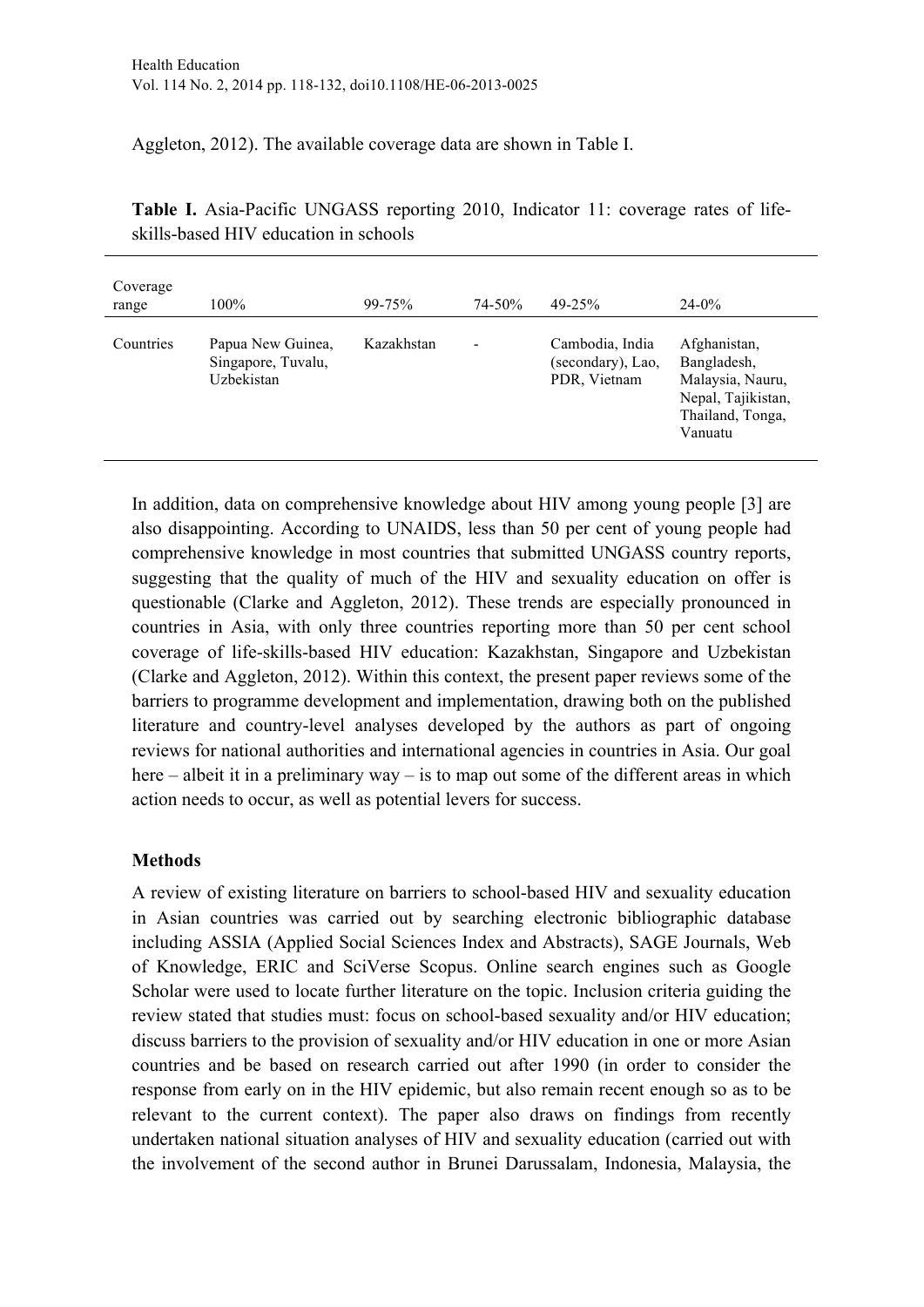Aggleton, 2012). The available coverage data are shown in Table I.

**Table I.** Asia-Pacific UNGASS reporting 2010, Indicator 11: coverage rates of life-skills-based HIV education in schools

| Coverage range | 100% | 99-75% | 74-50% | 49-25% | 24-0% |
|---|---|---|---|---|---|
| Countries | Papua New Guinea, Singapore, Tuvalu, Uzbekistan | Kazakhstan | - | Cambodia, India (secondary), Lao, PDR, Vietnam | Afghanistan, Bangladesh, Malaysia, Nauru, Nepal, Tajikistan, Thailand, Tonga, Vanuatu |

In addition, data on comprehensive knowledge about HIV among young people [3] are also disappointing. According to UNAIDS, less than 50 per cent of young people had comprehensive knowledge in most countries that submitted UNGASS country reports, suggesting that the quality of much of the HIV and sexuality education on offer is questionable (Clarke and Aggleton, 2012). These trends are especially pronounced in countries in Asia, with only three countries reporting more than 50 per cent school coverage of life-skills-based HIV education: Kazakhstan, Singapore and Uzbekistan (Clarke and Aggleton, 2012). Within this context, the present paper reviews some of the barriers to programme development and implementation, drawing both on the published literature and country-level analyses developed by the authors as part of ongoing reviews for national authorities and international agencies in countries in Asia. Our goal here – albeit it in a preliminary way – is to map out some of the different areas in which action needs to occur, as well as potential levers for success.

## Methods

A review of existing literature on barriers to school-based HIV and sexuality education in Asian countries was carried out by searching electronic bibliographic database including ASSIA (Applied Social Sciences Index and Abstracts), SAGE Journals, Web of Knowledge, ERIC and SciVerse Scopus. Online search engines such as Google Scholar were used to locate further literature on the topic. Inclusion criteria guiding the review stated that studies must: focus on school-based sexuality and/or HIV education; discuss barriers to the provision of sexuality and/or HIV education in one or more Asian countries and be based on research carried out after 1990 (in order to consider the response from early on in the HIV epidemic, but also remain recent enough so as to be relevant to the current context). The paper also draws on findings from recently undertaken national situation analyses of HIV and sexuality education (carried out with the involvement of the second author in Brunei Darussalam, Indonesia, Malaysia, the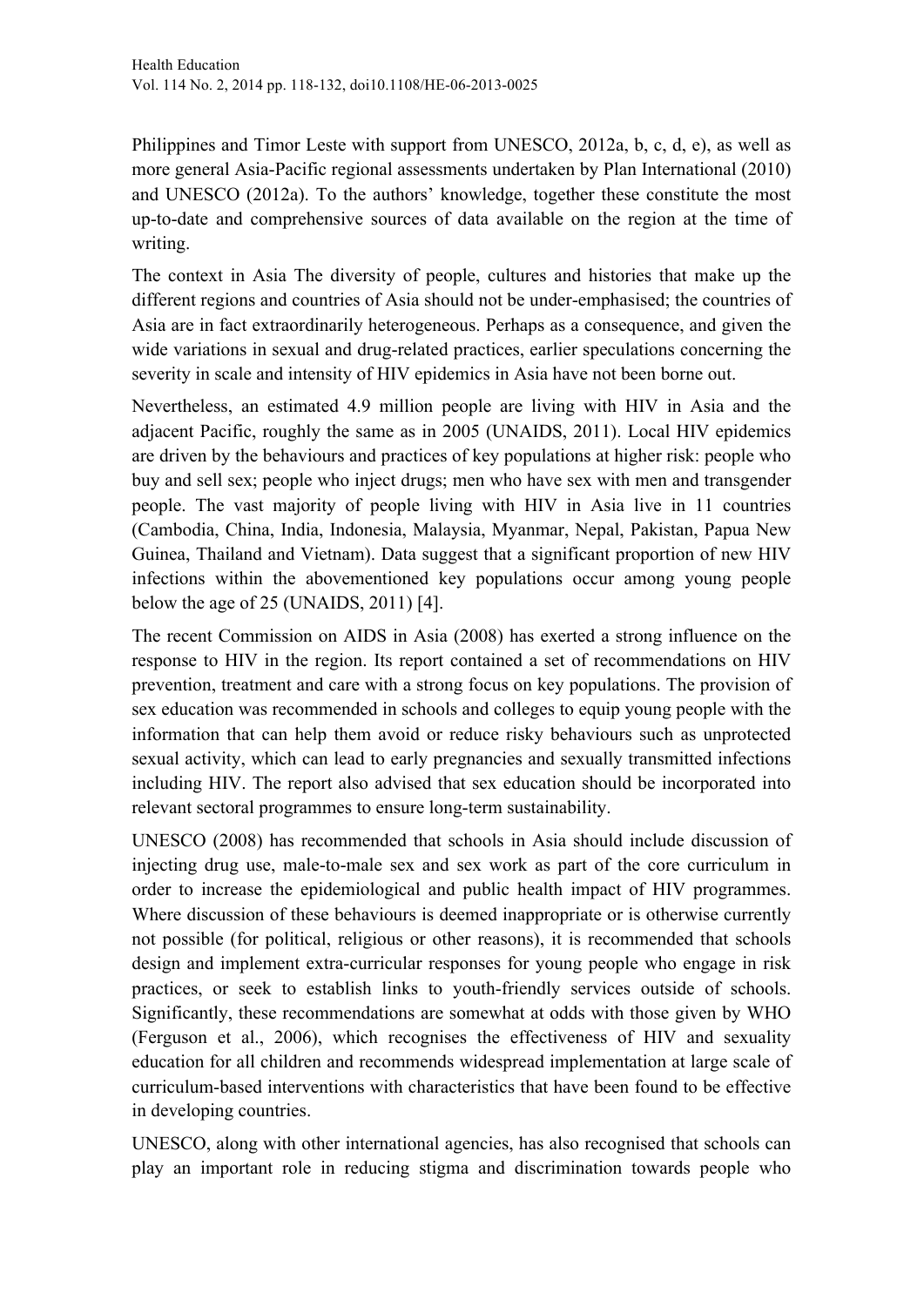Philippines and Timor Leste with support from UNESCO, 2012a, b, c, d, e), as well as more general Asia-Pacific regional assessments undertaken by Plan International (2010) and UNESCO (2012a). To the authors' knowledge, together these constitute the most up-to-date and comprehensive sources of data available on the region at the time of writing.

The context in Asia The diversity of people, cultures and histories that make up the different regions and countries of Asia should not be under-emphasised; the countries of Asia are in fact extraordinarily heterogeneous. Perhaps as a consequence, and given the wide variations in sexual and drug-related practices, earlier speculations concerning the severity in scale and intensity of HIV epidemics in Asia have not been borne out.

Nevertheless, an estimated 4.9 million people are living with HIV in Asia and the adjacent Pacific, roughly the same as in 2005 (UNAIDS, 2011). Local HIV epidemics are driven by the behaviours and practices of key populations at higher risk: people who buy and sell sex; people who inject drugs; men who have sex with men and transgender people. The vast majority of people living with HIV in Asia live in 11 countries (Cambodia, China, India, Indonesia, Malaysia, Myanmar, Nepal, Pakistan, Papua New Guinea, Thailand and Vietnam). Data suggest that a significant proportion of new HIV infections within the abovementioned key populations occur among young people below the age of 25 (UNAIDS, 2011) [4].

The recent Commission on AIDS in Asia (2008) has exerted a strong influence on the response to HIV in the region. Its report contained a set of recommendations on HIV prevention, treatment and care with a strong focus on key populations. The provision of sex education was recommended in schools and colleges to equip young people with the information that can help them avoid or reduce risky behaviours such as unprotected sexual activity, which can lead to early pregnancies and sexually transmitted infections including HIV. The report also advised that sex education should be incorporated into relevant sectoral programmes to ensure long-term sustainability.

UNESCO (2008) has recommended that schools in Asia should include discussion of injecting drug use, male-to-male sex and sex work as part of the core curriculum in order to increase the epidemiological and public health impact of HIV programmes. Where discussion of these behaviours is deemed inappropriate or is otherwise currently not possible (for political, religious or other reasons), it is recommended that schools design and implement extra-curricular responses for young people who engage in risk practices, or seek to establish links to youth-friendly services outside of schools. Significantly, these recommendations are somewhat at odds with those given by WHO (Ferguson et al., 2006), which recognises the effectiveness of HIV and sexuality education for all children and recommends widespread implementation at large scale of curriculum-based interventions with characteristics that have been found to be effective in developing countries.

UNESCO, along with other international agencies, has also recognised that schools can play an important role in reducing stigma and discrimination towards people who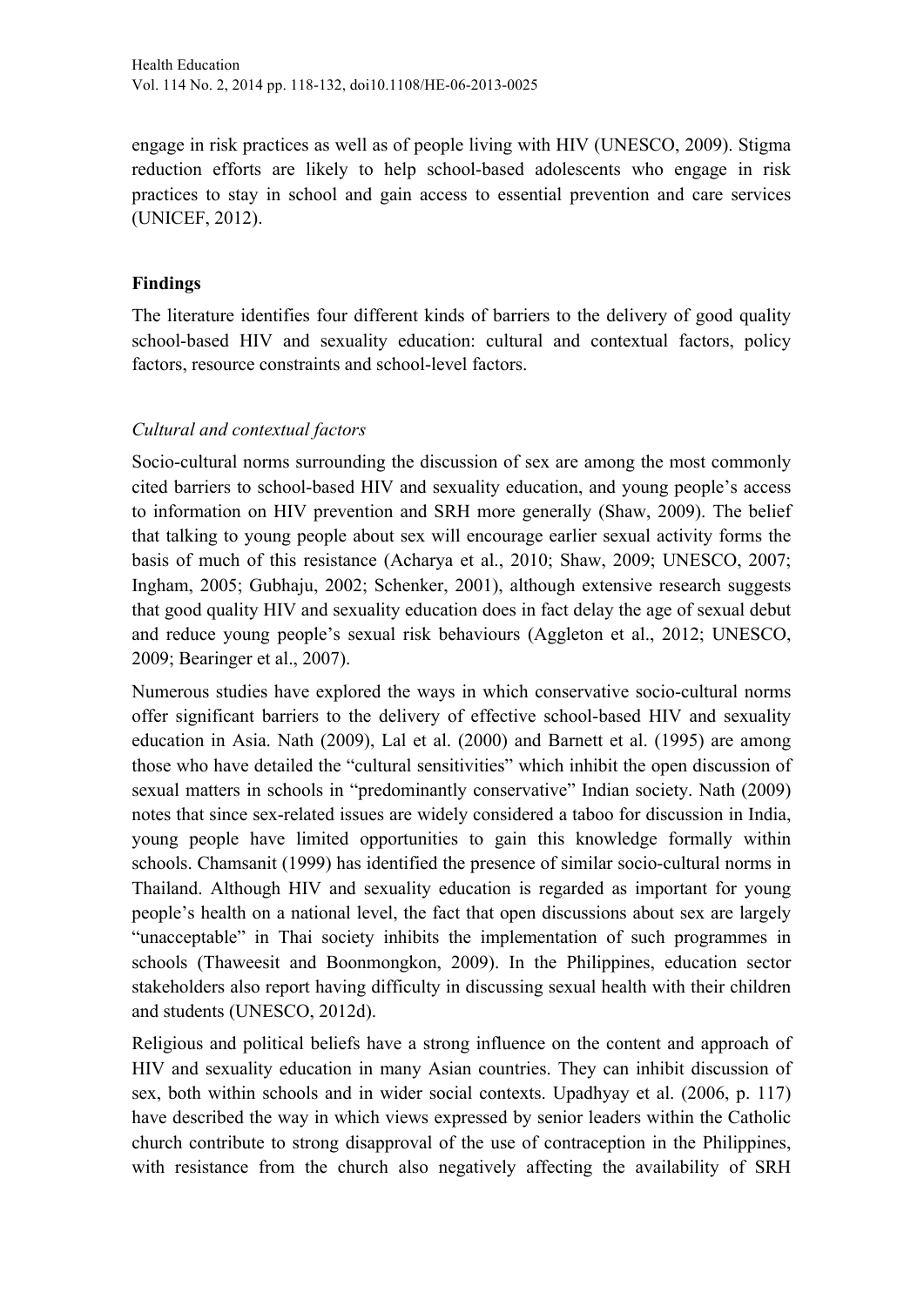engage in risk practices as well as of people living with HIV (UNESCO, 2009). Stigma reduction efforts are likely to help school-based adolescents who engage in risk practices to stay in school and gain access to essential prevention and care services (UNICEF, 2012).

## Findings

The literature identifies four different kinds of barriers to the delivery of good quality school-based HIV and sexuality education: cultural and contextual factors, policy factors, resource constraints and school-level factors.

### *Cultural and contextual factors*

Socio-cultural norms surrounding the discussion of sex are among the most commonly cited barriers to school-based HIV and sexuality education, and young people's access to information on HIV prevention and SRH more generally (Shaw, 2009). The belief that talking to young people about sex will encourage earlier sexual activity forms the basis of much of this resistance (Acharya et al., 2010; Shaw, 2009; UNESCO, 2007; Ingham, 2005; Gubhaju, 2002; Schenker, 2001), although extensive research suggests that good quality HIV and sexuality education does in fact delay the age of sexual debut and reduce young people's sexual risk behaviours (Aggleton et al., 2012; UNESCO, 2009; Bearinger et al., 2007).

Numerous studies have explored the ways in which conservative socio-cultural norms offer significant barriers to the delivery of effective school-based HIV and sexuality education in Asia. Nath (2009), Lal et al. (2000) and Barnett et al. (1995) are among those who have detailed the "cultural sensitivities" which inhibit the open discussion of sexual matters in schools in "predominantly conservative" Indian society. Nath (2009) notes that since sex-related issues are widely considered a taboo for discussion in India, young people have limited opportunities to gain this knowledge formally within schools. Chamsanit (1999) has identified the presence of similar socio-cultural norms in Thailand. Although HIV and sexuality education is regarded as important for young people's health on a national level, the fact that open discussions about sex are largely "unacceptable" in Thai society inhibits the implementation of such programmes in schools (Thaweesit and Boonmongkon, 2009). In the Philippines, education sector stakeholders also report having difficulty in discussing sexual health with their children and students (UNESCO, 2012d).

Religious and political beliefs have a strong influence on the content and approach of HIV and sexuality education in many Asian countries. They can inhibit discussion of sex, both within schools and in wider social contexts. Upadhyay et al. (2006, p. 117) have described the way in which views expressed by senior leaders within the Catholic church contribute to strong disapproval of the use of contraception in the Philippines, with resistance from the church also negatively affecting the availability of SRH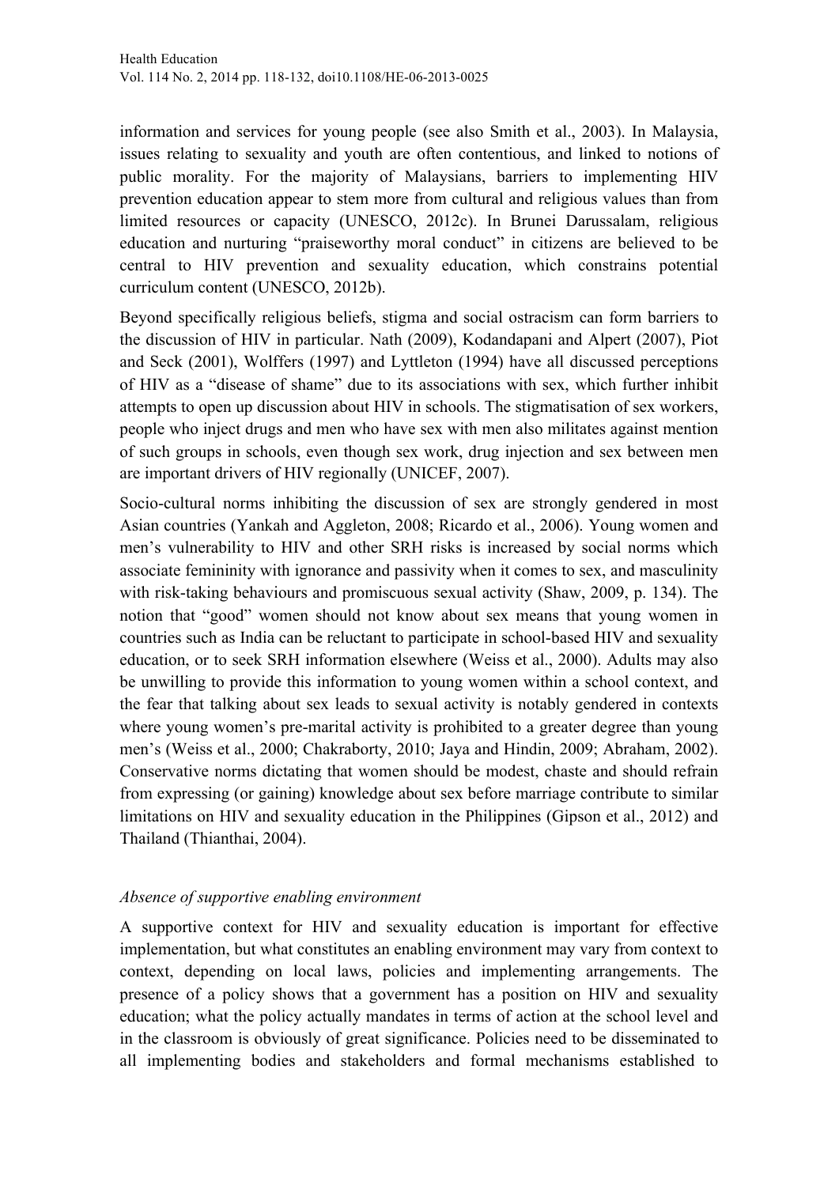information and services for young people (see also Smith et al., 2003). In Malaysia, issues relating to sexuality and youth are often contentious, and linked to notions of public morality. For the majority of Malaysians, barriers to implementing HIV prevention education appear to stem more from cultural and religious values than from limited resources or capacity (UNESCO, 2012c). In Brunei Darussalam, religious education and nurturing "praiseworthy moral conduct" in citizens are believed to be central to HIV prevention and sexuality education, which constrains potential curriculum content (UNESCO, 2012b).

Beyond specifically religious beliefs, stigma and social ostracism can form barriers to the discussion of HIV in particular. Nath (2009), Kodandapani and Alpert (2007), Piot and Seck (2001), Wolffers (1997) and Lyttleton (1994) have all discussed perceptions of HIV as a "disease of shame" due to its associations with sex, which further inhibit attempts to open up discussion about HIV in schools. The stigmatisation of sex workers, people who inject drugs and men who have sex with men also militates against mention of such groups in schools, even though sex work, drug injection and sex between men are important drivers of HIV regionally (UNICEF, 2007).

Socio-cultural norms inhibiting the discussion of sex are strongly gendered in most Asian countries (Yankah and Aggleton, 2008; Ricardo et al., 2006). Young women and men's vulnerability to HIV and other SRH risks is increased by social norms which associate femininity with ignorance and passivity when it comes to sex, and masculinity with risk-taking behaviours and promiscuous sexual activity (Shaw, 2009, p. 134). The notion that "good" women should not know about sex means that young women in countries such as India can be reluctant to participate in school-based HIV and sexuality education, or to seek SRH information elsewhere (Weiss et al., 2000). Adults may also be unwilling to provide this information to young women within a school context, and the fear that talking about sex leads to sexual activity is notably gendered in contexts where young women's pre-marital activity is prohibited to a greater degree than young men's (Weiss et al., 2000; Chakraborty, 2010; Jaya and Hindin, 2009; Abraham, 2002). Conservative norms dictating that women should be modest, chaste and should refrain from expressing (or gaining) knowledge about sex before marriage contribute to similar limitations on HIV and sexuality education in the Philippines (Gipson et al., 2012) and Thailand (Thianthai, 2004).

*Absence of supportive enabling environment*

A supportive context for HIV and sexuality education is important for effective implementation, but what constitutes an enabling environment may vary from context to context, depending on local laws, policies and implementing arrangements. The presence of a policy shows that a government has a position on HIV and sexuality education; what the policy actually mandates in terms of action at the school level and in the classroom is obviously of great significance. Policies need to be disseminated to all implementing bodies and stakeholders and formal mechanisms established to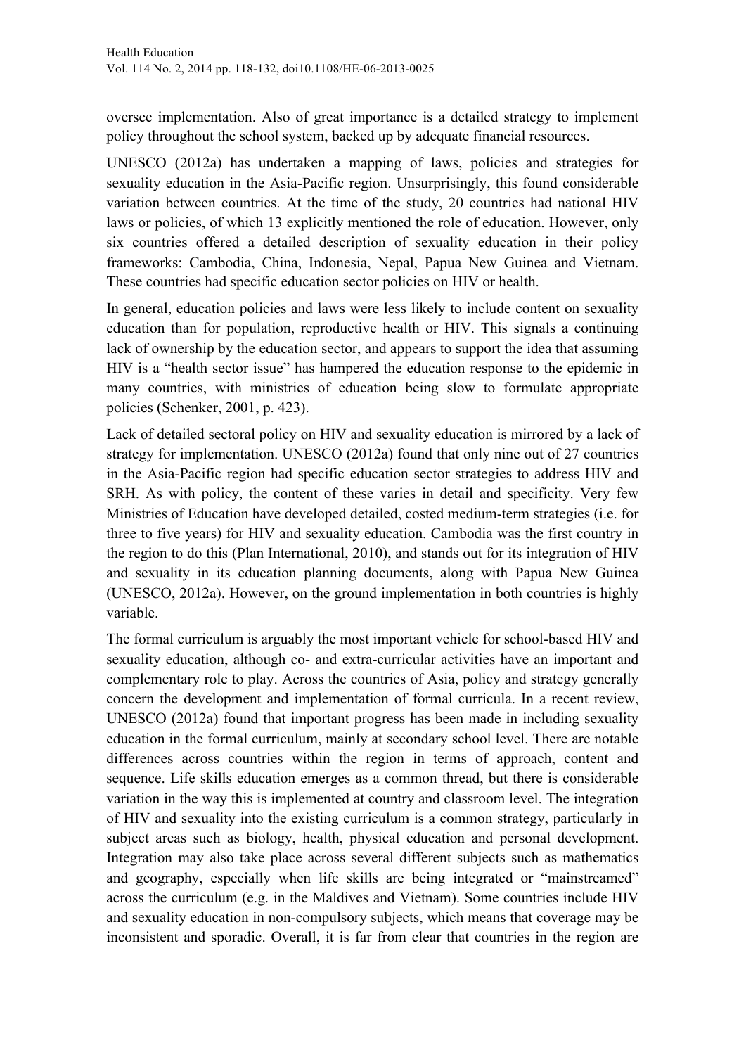oversee implementation. Also of great importance is a detailed strategy to implement policy throughout the school system, backed up by adequate financial resources.

UNESCO (2012a) has undertaken a mapping of laws, policies and strategies for sexuality education in the Asia-Pacific region. Unsurprisingly, this found considerable variation between countries. At the time of the study, 20 countries had national HIV laws or policies, of which 13 explicitly mentioned the role of education. However, only six countries offered a detailed description of sexuality education in their policy frameworks: Cambodia, China, Indonesia, Nepal, Papua New Guinea and Vietnam. These countries had specific education sector policies on HIV or health.

In general, education policies and laws were less likely to include content on sexuality education than for population, reproductive health or HIV. This signals a continuing lack of ownership by the education sector, and appears to support the idea that assuming HIV is a "health sector issue" has hampered the education response to the epidemic in many countries, with ministries of education being slow to formulate appropriate policies (Schenker, 2001, p. 423).

Lack of detailed sectoral policy on HIV and sexuality education is mirrored by a lack of strategy for implementation. UNESCO (2012a) found that only nine out of 27 countries in the Asia-Pacific region had specific education sector strategies to address HIV and SRH. As with policy, the content of these varies in detail and specificity. Very few Ministries of Education have developed detailed, costed medium-term strategies (i.e. for three to five years) for HIV and sexuality education. Cambodia was the first country in the region to do this (Plan International, 2010), and stands out for its integration of HIV and sexuality in its education planning documents, along with Papua New Guinea (UNESCO, 2012a). However, on the ground implementation in both countries is highly variable.

The formal curriculum is arguably the most important vehicle for school-based HIV and sexuality education, although co- and extra-curricular activities have an important and complementary role to play. Across the countries of Asia, policy and strategy generally concern the development and implementation of formal curricula. In a recent review, UNESCO (2012a) found that important progress has been made in including sexuality education in the formal curriculum, mainly at secondary school level. There are notable differences across countries within the region in terms of approach, content and sequence. Life skills education emerges as a common thread, but there is considerable variation in the way this is implemented at country and classroom level. The integration of HIV and sexuality into the existing curriculum is a common strategy, particularly in subject areas such as biology, health, physical education and personal development. Integration may also take place across several different subjects such as mathematics and geography, especially when life skills are being integrated or "mainstreamed" across the curriculum (e.g. in the Maldives and Vietnam). Some countries include HIV and sexuality education in non-compulsory subjects, which means that coverage may be inconsistent and sporadic. Overall, it is far from clear that countries in the region are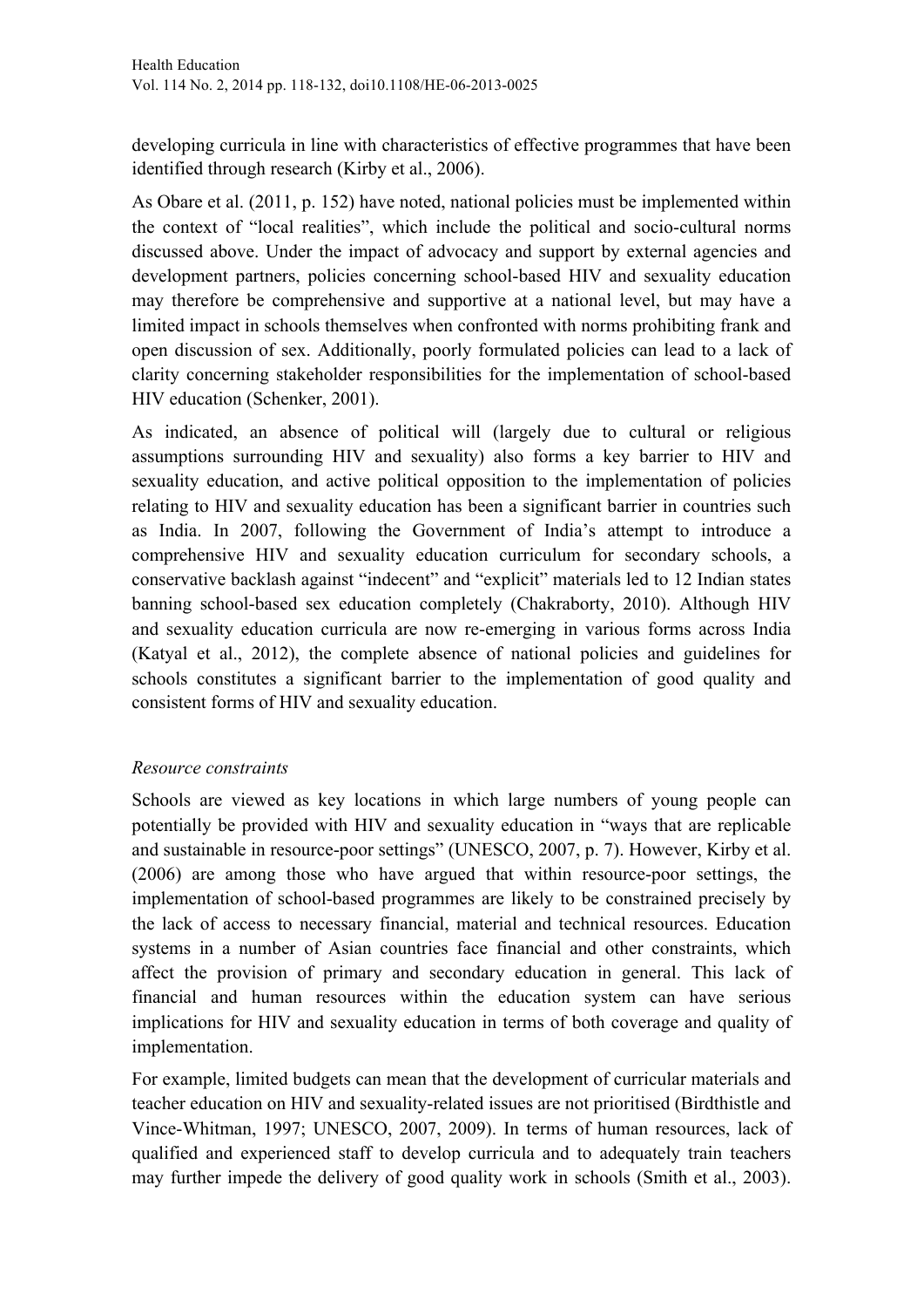developing curricula in line with characteristics of effective programmes that have been identified through research (Kirby et al., 2006).

As Obare et al. (2011, p. 152) have noted, national policies must be implemented within the context of "local realities", which include the political and socio-cultural norms discussed above. Under the impact of advocacy and support by external agencies and development partners, policies concerning school-based HIV and sexuality education may therefore be comprehensive and supportive at a national level, but may have a limited impact in schools themselves when confronted with norms prohibiting frank and open discussion of sex. Additionally, poorly formulated policies can lead to a lack of clarity concerning stakeholder responsibilities for the implementation of school-based HIV education (Schenker, 2001).

As indicated, an absence of political will (largely due to cultural or religious assumptions surrounding HIV and sexuality) also forms a key barrier to HIV and sexuality education, and active political opposition to the implementation of policies relating to HIV and sexuality education has been a significant barrier in countries such as India. In 2007, following the Government of India's attempt to introduce a comprehensive HIV and sexuality education curriculum for secondary schools, a conservative backlash against "indecent" and "explicit" materials led to 12 Indian states banning school-based sex education completely (Chakraborty, 2010). Although HIV and sexuality education curricula are now re-emerging in various forms across India (Katyal et al., 2012), the complete absence of national policies and guidelines for schools constitutes a significant barrier to the implementation of good quality and consistent forms of HIV and sexuality education.

*Resource constraints*

Schools are viewed as key locations in which large numbers of young people can potentially be provided with HIV and sexuality education in "ways that are replicable and sustainable in resource-poor settings" (UNESCO, 2007, p. 7). However, Kirby et al. (2006) are among those who have argued that within resource-poor settings, the implementation of school-based programmes are likely to be constrained precisely by the lack of access to necessary financial, material and technical resources. Education systems in a number of Asian countries face financial and other constraints, which affect the provision of primary and secondary education in general. This lack of financial and human resources within the education system can have serious implications for HIV and sexuality education in terms of both coverage and quality of implementation.

For example, limited budgets can mean that the development of curricular materials and teacher education on HIV and sexuality-related issues are not prioritised (Birdthistle and Vince-Whitman, 1997; UNESCO, 2007, 2009). In terms of human resources, lack of qualified and experienced staff to develop curricula and to adequately train teachers may further impede the delivery of good quality work in schools (Smith et al., 2003).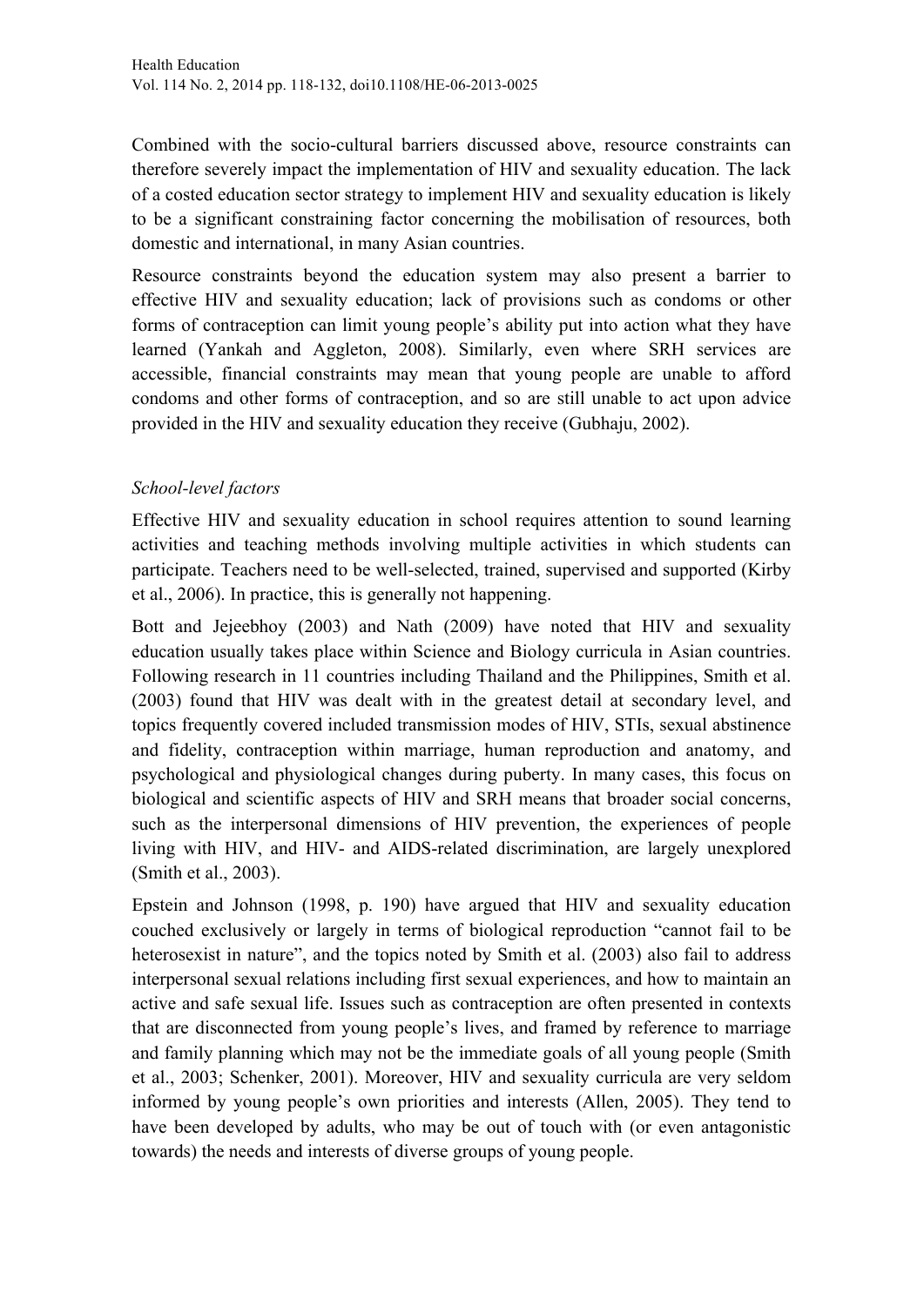Combined with the socio-cultural barriers discussed above, resource constraints can therefore severely impact the implementation of HIV and sexuality education. The lack of a costed education sector strategy to implement HIV and sexuality education is likely to be a significant constraining factor concerning the mobilisation of resources, both domestic and international, in many Asian countries.

Resource constraints beyond the education system may also present a barrier to effective HIV and sexuality education; lack of provisions such as condoms or other forms of contraception can limit young people's ability put into action what they have learned (Yankah and Aggleton, 2008). Similarly, even where SRH services are accessible, financial constraints may mean that young people are unable to afford condoms and other forms of contraception, and so are still unable to act upon advice provided in the HIV and sexuality education they receive (Gubhaju, 2002).

### *School-level factors*

Effective HIV and sexuality education in school requires attention to sound learning activities and teaching methods involving multiple activities in which students can participate. Teachers need to be well-selected, trained, supervised and supported (Kirby et al., 2006). In practice, this is generally not happening.

Bott and Jejeebhoy (2003) and Nath (2009) have noted that HIV and sexuality education usually takes place within Science and Biology curricula in Asian countries. Following research in 11 countries including Thailand and the Philippines, Smith et al. (2003) found that HIV was dealt with in the greatest detail at secondary level, and topics frequently covered included transmission modes of HIV, STIs, sexual abstinence and fidelity, contraception within marriage, human reproduction and anatomy, and psychological and physiological changes during puberty. In many cases, this focus on biological and scientific aspects of HIV and SRH means that broader social concerns, such as the interpersonal dimensions of HIV prevention, the experiences of people living with HIV, and HIV- and AIDS-related discrimination, are largely unexplored (Smith et al., 2003).

Epstein and Johnson (1998, p. 190) have argued that HIV and sexuality education couched exclusively or largely in terms of biological reproduction "cannot fail to be heterosexist in nature", and the topics noted by Smith et al. (2003) also fail to address interpersonal sexual relations including first sexual experiences, and how to maintain an active and safe sexual life. Issues such as contraception are often presented in contexts that are disconnected from young people's lives, and framed by reference to marriage and family planning which may not be the immediate goals of all young people (Smith et al., 2003; Schenker, 2001). Moreover, HIV and sexuality curricula are very seldom informed by young people's own priorities and interests (Allen, 2005). They tend to have been developed by adults, who may be out of touch with (or even antagonistic towards) the needs and interests of diverse groups of young people.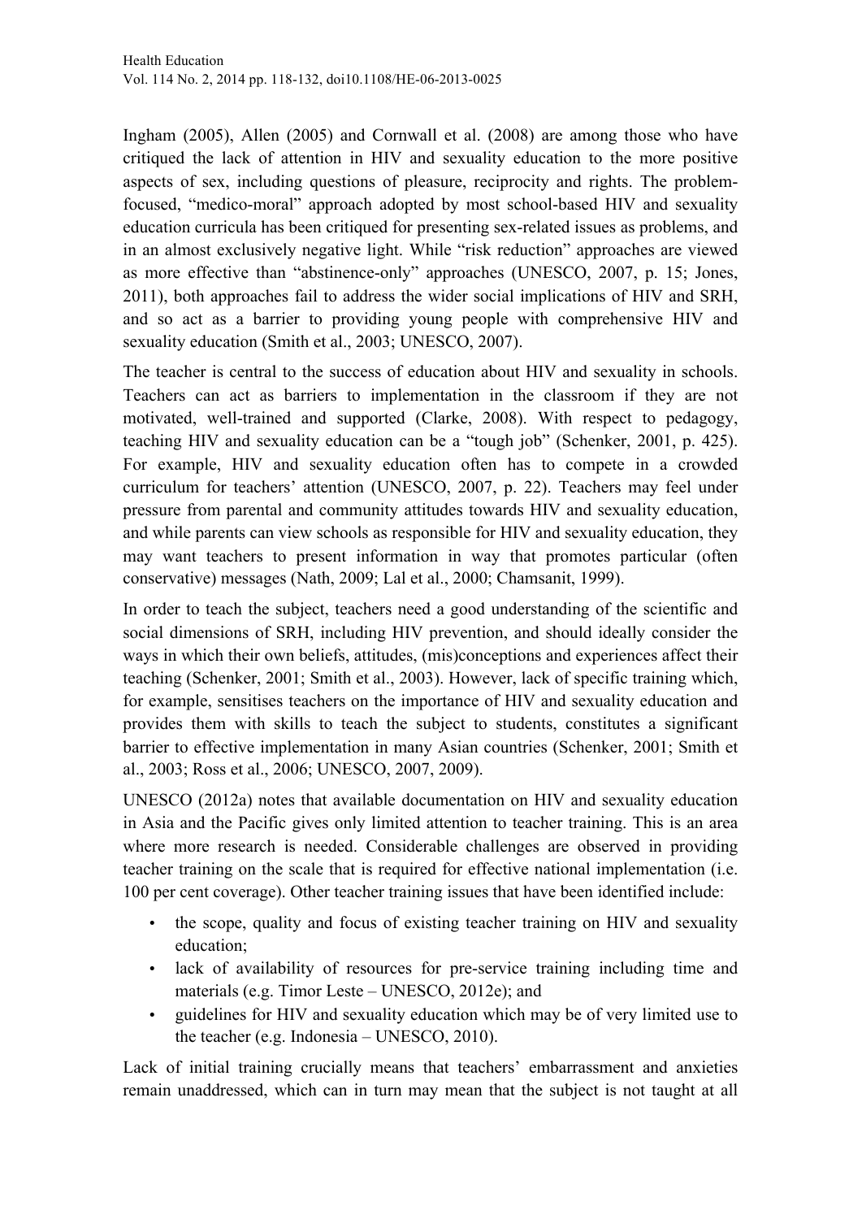Ingham (2005), Allen (2005) and Cornwall et al. (2008) are among those who have critiqued the lack of attention in HIV and sexuality education to the more positive aspects of sex, including questions of pleasure, reciprocity and rights. The problem-focused, "medico-moral" approach adopted by most school-based HIV and sexuality education curricula has been critiqued for presenting sex-related issues as problems, and in an almost exclusively negative light. While "risk reduction" approaches are viewed as more effective than "abstinence-only" approaches (UNESCO, 2007, p. 15; Jones, 2011), both approaches fail to address the wider social implications of HIV and SRH, and so act as a barrier to providing young people with comprehensive HIV and sexuality education (Smith et al., 2003; UNESCO, 2007).

The teacher is central to the success of education about HIV and sexuality in schools. Teachers can act as barriers to implementation in the classroom if they are not motivated, well-trained and supported (Clarke, 2008). With respect to pedagogy, teaching HIV and sexuality education can be a "tough job" (Schenker, 2001, p. 425). For example, HIV and sexuality education often has to compete in a crowded curriculum for teachers' attention (UNESCO, 2007, p. 22). Teachers may feel under pressure from parental and community attitudes towards HIV and sexuality education, and while parents can view schools as responsible for HIV and sexuality education, they may want teachers to present information in way that promotes particular (often conservative) messages (Nath, 2009; Lal et al., 2000; Chamsanit, 1999).

In order to teach the subject, teachers need a good understanding of the scientific and social dimensions of SRH, including HIV prevention, and should ideally consider the ways in which their own beliefs, attitudes, (mis)conceptions and experiences affect their teaching (Schenker, 2001; Smith et al., 2003). However, lack of specific training which, for example, sensitises teachers on the importance of HIV and sexuality education and provides them with skills to teach the subject to students, constitutes a significant barrier to effective implementation in many Asian countries (Schenker, 2001; Smith et al., 2003; Ross et al., 2006; UNESCO, 2007, 2009).

UNESCO (2012a) notes that available documentation on HIV and sexuality education in Asia and the Pacific gives only limited attention to teacher training. This is an area where more research is needed. Considerable challenges are observed in providing teacher training on the scale that is required for effective national implementation (i.e. 100 per cent coverage). Other teacher training issues that have been identified include:

- the scope, quality and focus of existing teacher training on HIV and sexuality education;
- lack of availability of resources for pre-service training including time and materials (e.g. Timor Leste – UNESCO, 2012e); and
- guidelines for HIV and sexuality education which may be of very limited use to the teacher (e.g. Indonesia – UNESCO, 2010).

Lack of initial training crucially means that teachers' embarrassment and anxieties remain unaddressed, which can in turn may mean that the subject is not taught at all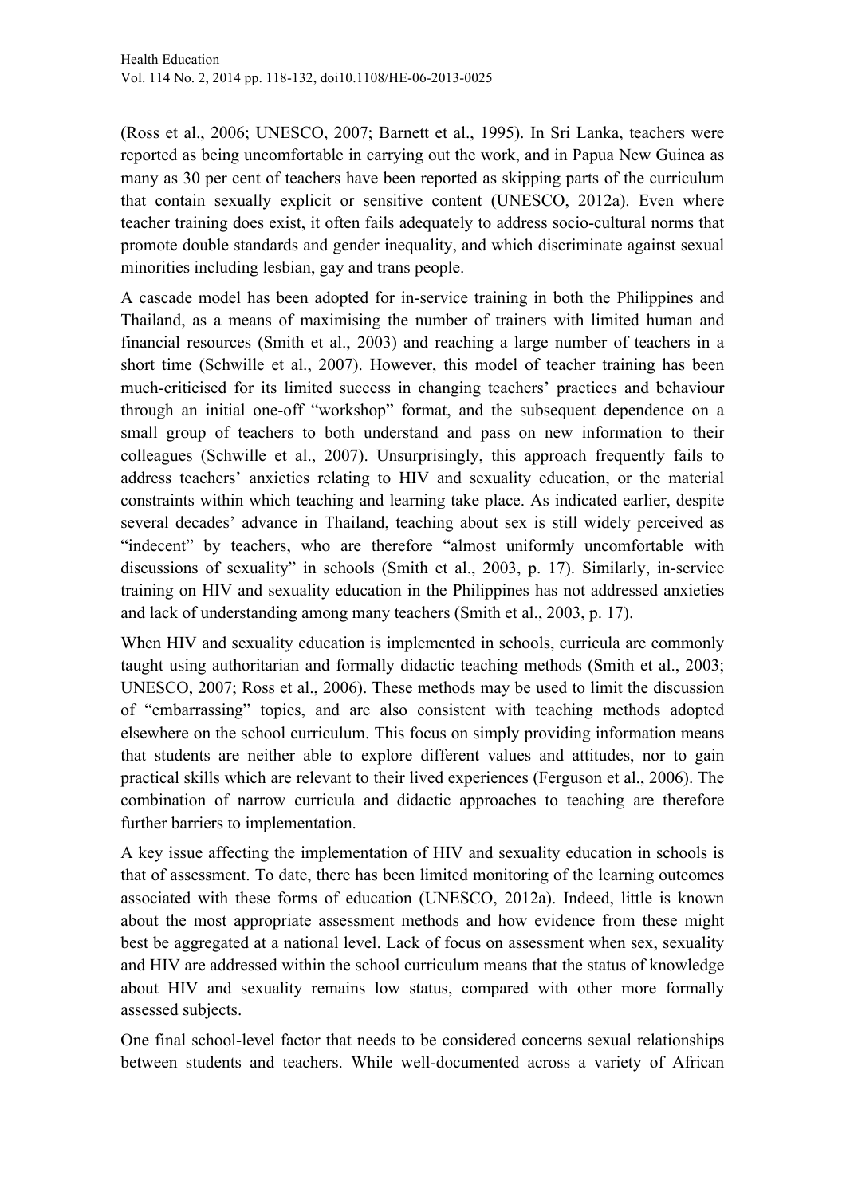(Ross et al., 2006; UNESCO, 2007; Barnett et al., 1995). In Sri Lanka, teachers were reported as being uncomfortable in carrying out the work, and in Papua New Guinea as many as 30 per cent of teachers have been reported as skipping parts of the curriculum that contain sexually explicit or sensitive content (UNESCO, 2012a). Even where teacher training does exist, it often fails adequately to address socio-cultural norms that promote double standards and gender inequality, and which discriminate against sexual minorities including lesbian, gay and trans people.

A cascade model has been adopted for in-service training in both the Philippines and Thailand, as a means of maximising the number of trainers with limited human and financial resources (Smith et al., 2003) and reaching a large number of teachers in a short time (Schwille et al., 2007). However, this model of teacher training has been much-criticised for its limited success in changing teachers' practices and behaviour through an initial one-off "workshop" format, and the subsequent dependence on a small group of teachers to both understand and pass on new information to their colleagues (Schwille et al., 2007). Unsurprisingly, this approach frequently fails to address teachers' anxieties relating to HIV and sexuality education, or the material constraints within which teaching and learning take place. As indicated earlier, despite several decades' advance in Thailand, teaching about sex is still widely perceived as "indecent" by teachers, who are therefore "almost uniformly uncomfortable with discussions of sexuality" in schools (Smith et al., 2003, p. 17). Similarly, in-service training on HIV and sexuality education in the Philippines has not addressed anxieties and lack of understanding among many teachers (Smith et al., 2003, p. 17).

When HIV and sexuality education is implemented in schools, curricula are commonly taught using authoritarian and formally didactic teaching methods (Smith et al., 2003; UNESCO, 2007; Ross et al., 2006). These methods may be used to limit the discussion of "embarrassing" topics, and are also consistent with teaching methods adopted elsewhere on the school curriculum. This focus on simply providing information means that students are neither able to explore different values and attitudes, nor to gain practical skills which are relevant to their lived experiences (Ferguson et al., 2006). The combination of narrow curricula and didactic approaches to teaching are therefore further barriers to implementation.

A key issue affecting the implementation of HIV and sexuality education in schools is that of assessment. To date, there has been limited monitoring of the learning outcomes associated with these forms of education (UNESCO, 2012a). Indeed, little is known about the most appropriate assessment methods and how evidence from these might best be aggregated at a national level. Lack of focus on assessment when sex, sexuality and HIV are addressed within the school curriculum means that the status of knowledge about HIV and sexuality remains low status, compared with other more formally assessed subjects.

One final school-level factor that needs to be considered concerns sexual relationships between students and teachers. While well-documented across a variety of African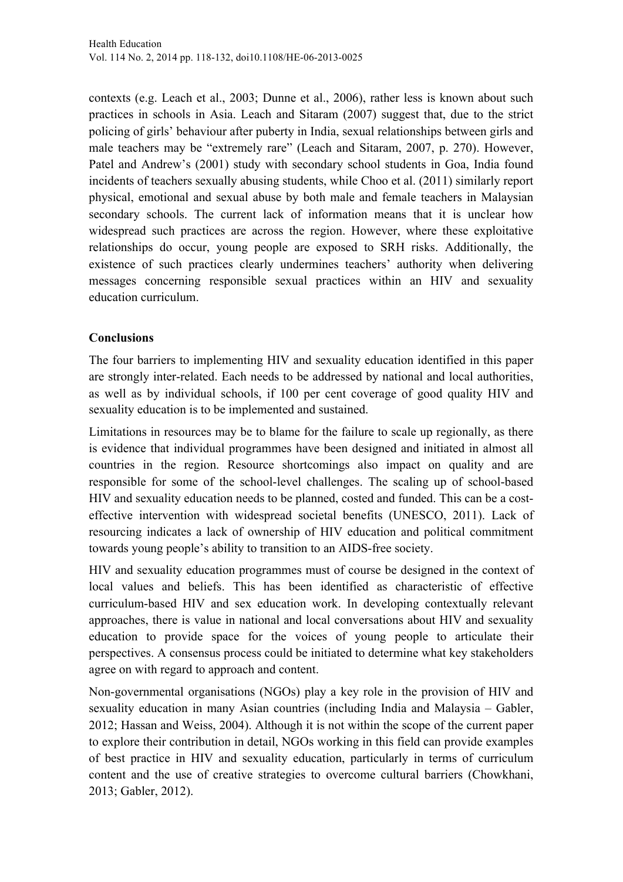contexts (e.g. Leach et al., 2003; Dunne et al., 2006), rather less is known about such practices in schools in Asia. Leach and Sitaram (2007) suggest that, due to the strict policing of girls' behaviour after puberty in India, sexual relationships between girls and male teachers may be "extremely rare" (Leach and Sitaram, 2007, p. 270). However, Patel and Andrew's (2001) study with secondary school students in Goa, India found incidents of teachers sexually abusing students, while Choo et al. (2011) similarly report physical, emotional and sexual abuse by both male and female teachers in Malaysian secondary schools. The current lack of information means that it is unclear how widespread such practices are across the region. However, where these exploitative relationships do occur, young people are exposed to SRH risks. Additionally, the existence of such practices clearly undermines teachers' authority when delivering messages concerning responsible sexual practices within an HIV and sexuality education curriculum.

## Conclusions

The four barriers to implementing HIV and sexuality education identified in this paper are strongly inter-related. Each needs to be addressed by national and local authorities, as well as by individual schools, if 100 per cent coverage of good quality HIV and sexuality education is to be implemented and sustained.

Limitations in resources may be to blame for the failure to scale up regionally, as there is evidence that individual programmes have been designed and initiated in almost all countries in the region. Resource shortcomings also impact on quality and are responsible for some of the school-level challenges. The scaling up of school-based HIV and sexuality education needs to be planned, costed and funded. This can be a cost-effective intervention with widespread societal benefits (UNESCO, 2011). Lack of resourcing indicates a lack of ownership of HIV education and political commitment towards young people's ability to transition to an AIDS-free society.

HIV and sexuality education programmes must of course be designed in the context of local values and beliefs. This has been identified as characteristic of effective curriculum-based HIV and sex education work. In developing contextually relevant approaches, there is value in national and local conversations about HIV and sexuality education to provide space for the voices of young people to articulate their perspectives. A consensus process could be initiated to determine what key stakeholders agree on with regard to approach and content.

Non-governmental organisations (NGOs) play a key role in the provision of HIV and sexuality education in many Asian countries (including India and Malaysia – Gabler, 2012; Hassan and Weiss, 2004). Although it is not within the scope of the current paper to explore their contribution in detail, NGOs working in this field can provide examples of best practice in HIV and sexuality education, particularly in terms of curriculum content and the use of creative strategies to overcome cultural barriers (Chowkhani, 2013; Gabler, 2012).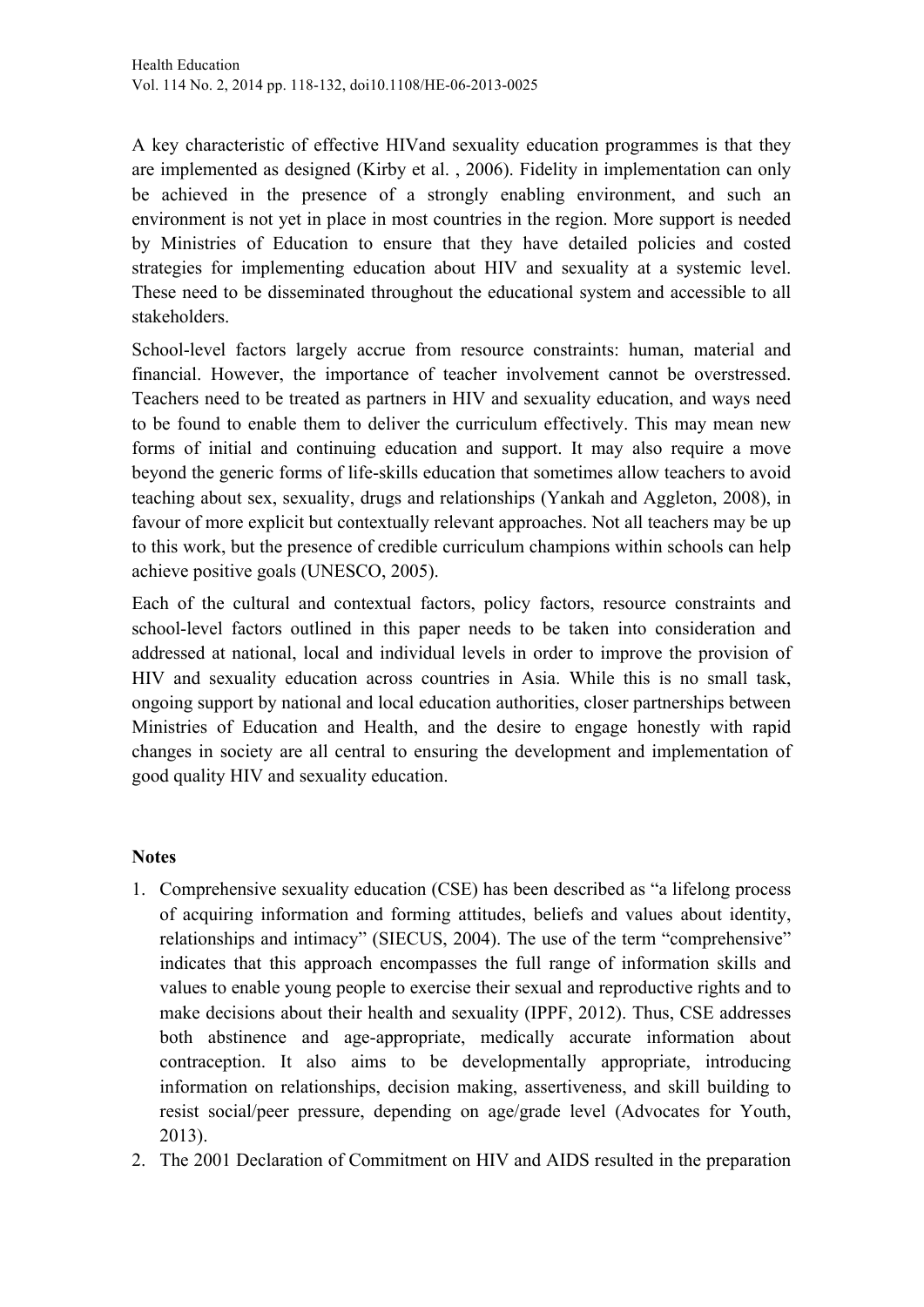A key characteristic of effective HIVand sexuality education programmes is that they are implemented as designed (Kirby et al. , 2006). Fidelity in implementation can only be achieved in the presence of a strongly enabling environment, and such an environment is not yet in place in most countries in the region. More support is needed by Ministries of Education to ensure that they have detailed policies and costed strategies for implementing education about HIV and sexuality at a systemic level. These need to be disseminated throughout the educational system and accessible to all stakeholders.

School-level factors largely accrue from resource constraints: human, material and financial. However, the importance of teacher involvement cannot be overstressed. Teachers need to be treated as partners in HIV and sexuality education, and ways need to be found to enable them to deliver the curriculum effectively. This may mean new forms of initial and continuing education and support. It may also require a move beyond the generic forms of life-skills education that sometimes allow teachers to avoid teaching about sex, sexuality, drugs and relationships (Yankah and Aggleton, 2008), in favour of more explicit but contextually relevant approaches. Not all teachers may be up to this work, but the presence of credible curriculum champions within schools can help achieve positive goals (UNESCO, 2005).

Each of the cultural and contextual factors, policy factors, resource constraints and school-level factors outlined in this paper needs to be taken into consideration and addressed at national, local and individual levels in order to improve the provision of HIV and sexuality education across countries in Asia. While this is no small task, ongoing support by national and local education authorities, closer partnerships between Ministries of Education and Health, and the desire to engage honestly with rapid changes in society are all central to ensuring the development and implementation of good quality HIV and sexuality education.

**Notes**

1. Comprehensive sexuality education (CSE) has been described as "a lifelong process of acquiring information and forming attitudes, beliefs and values about identity, relationships and intimacy" (SIECUS, 2004). The use of the term "comprehensive" indicates that this approach encompasses the full range of information skills and values to enable young people to exercise their sexual and reproductive rights and to make decisions about their health and sexuality (IPPF, 2012). Thus, CSE addresses both abstinence and age-appropriate, medically accurate information about contraception. It also aims to be developmentally appropriate, introducing information on relationships, decision making, assertiveness, and skill building to resist social/peer pressure, depending on age/grade level (Advocates for Youth, 2013).
2. The 2001 Declaration of Commitment on HIV and AIDS resulted in the preparation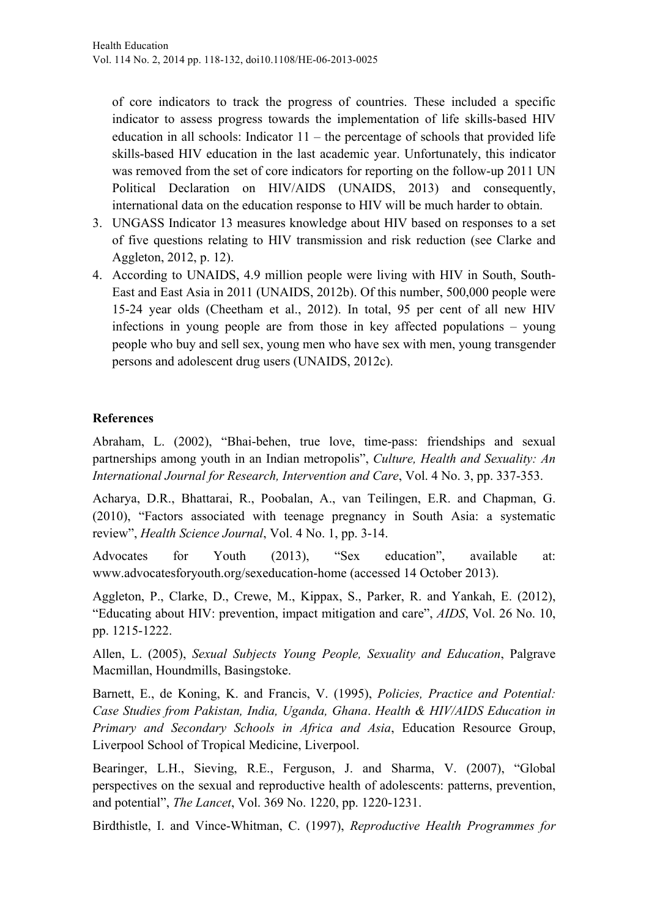of core indicators to track the progress of countries. These included a specific indicator to assess progress towards the implementation of life skills-based HIV education in all schools: Indicator 11 – the percentage of schools that provided life skills-based HIV education in the last academic year. Unfortunately, this indicator was removed from the set of core indicators for reporting on the follow-up 2011 UN Political Declaration on HIV/AIDS (UNAIDS, 2013) and consequently, international data on the education response to HIV will be much harder to obtain.

3. UNGASS Indicator 13 measures knowledge about HIV based on responses to a set of five questions relating to HIV transmission and risk reduction (see Clarke and Aggleton, 2012, p. 12).
4. According to UNAIDS, 4.9 million people were living with HIV in South, South-East and East Asia in 2011 (UNAIDS, 2012b). Of this number, 500,000 people were 15-24 year olds (Cheetham et al., 2012). In total, 95 per cent of all new HIV infections in young people are from those in key affected populations – young people who buy and sell sex, young men who have sex with men, young transgender persons and adolescent drug users (UNAIDS, 2012c).

## References

Abraham, L. (2002), "Bhai-behen, true love, time-pass: friendships and sexual partnerships among youth in an Indian metropolis", *Culture, Health and Sexuality: An International Journal for Research, Intervention and Care*, Vol. 4 No. 3, pp. 337-353.

Acharya, D.R., Bhattarai, R., Poobalan, A., van Teilingen, E.R. and Chapman, G. (2010), "Factors associated with teenage pregnancy in South Asia: a systematic review", *Health Science Journal*, Vol. 4 No. 1, pp. 3-14.

Advocates for Youth (2013), "Sex education", available at: www.advocatesforyouth.org/sexeducation-home (accessed 14 October 2013).

Aggleton, P., Clarke, D., Crewe, M., Kippax, S., Parker, R. and Yankah, E. (2012), "Educating about HIV: prevention, impact mitigation and care", *AIDS*, Vol. 26 No. 10, pp. 1215-1222.

Allen, L. (2005), *Sexual Subjects Young People, Sexuality and Education*, Palgrave Macmillan, Houndmills, Basingstoke.

Barnett, E., de Koning, K. and Francis, V. (1995), *Policies, Practice and Potential: Case Studies from Pakistan, India, Uganda, Ghana*. *Health & HIV/AIDS Education in Primary and Secondary Schools in Africa and Asia*, Education Resource Group, Liverpool School of Tropical Medicine, Liverpool.

Bearinger, L.H., Sieving, R.E., Ferguson, J. and Sharma, V. (2007), "Global perspectives on the sexual and reproductive health of adolescents: patterns, prevention, and potential", *The Lancet*, Vol. 369 No. 1220, pp. 1220-1231.

Birdthistle, I. and Vince-Whitman, C. (1997), *Reproductive Health Programmes for*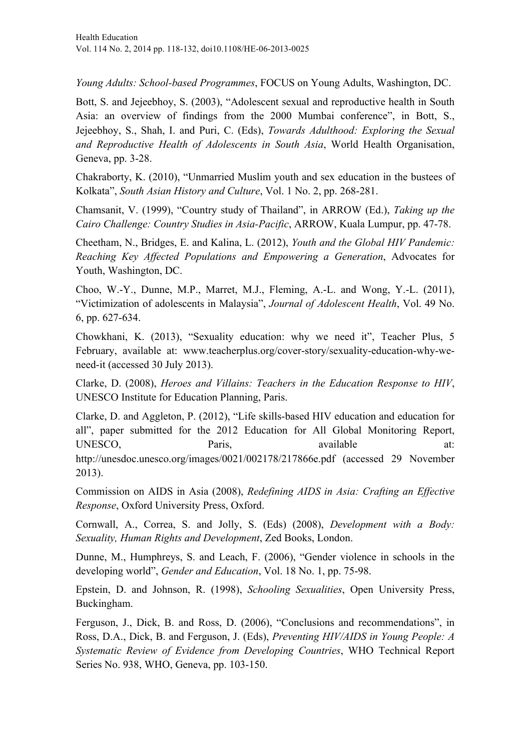*Young Adults: School-based Programmes*, FOCUS on Young Adults, Washington, DC.

Bott, S. and Jejeebhoy, S. (2003), "Adolescent sexual and reproductive health in South Asia: an overview of findings from the 2000 Mumbai conference", in Bott, S., Jejeebhoy, S., Shah, I. and Puri, C. (Eds), *Towards Adulthood: Exploring the Sexual and Reproductive Health of Adolescents in South Asia*, World Health Organisation, Geneva, pp. 3-28.

Chakraborty, K. (2010), "Unmarried Muslim youth and sex education in the bustees of Kolkata", *South Asian History and Culture*, Vol. 1 No. 2, pp. 268-281.

Chamsanit, V. (1999), "Country study of Thailand", in ARROW (Ed.), *Taking up the Cairo Challenge: Country Studies in Asia-Pacific*, ARROW, Kuala Lumpur, pp. 47-78.

Cheetham, N., Bridges, E. and Kalina, L. (2012), *Youth and the Global HIV Pandemic: Reaching Key Affected Populations and Empowering a Generation*, Advocates for Youth, Washington, DC.

Choo, W.-Y., Dunne, M.P., Marret, M.J., Fleming, A.-L. and Wong, Y.-L. (2011), "Victimization of adolescents in Malaysia", *Journal of Adolescent Health*, Vol. 49 No. 6, pp. 627-634.

Chowkhani, K. (2013), "Sexuality education: why we need it", Teacher Plus, 5 February, available at: www.teacherplus.org/cover-story/sexuality-education-why-we-need-it (accessed 30 July 2013).

Clarke, D. (2008), *Heroes and Villains: Teachers in the Education Response to HIV*, UNESCO Institute for Education Planning, Paris.

Clarke, D. and Aggleton, P. (2012), "Life skills-based HIV education and education for all", paper submitted for the 2012 Education for All Global Monitoring Report, UNESCO, Paris, available at: http://unesdoc.unesco.org/images/0021/002178/217866e.pdf (accessed 29 November 2013).

Commission on AIDS in Asia (2008), *Redefining AIDS in Asia: Crafting an Effective Response*, Oxford University Press, Oxford.

Cornwall, A., Correa, S. and Jolly, S. (Eds) (2008), *Development with a Body: Sexuality, Human Rights and Development*, Zed Books, London.

Dunne, M., Humphreys, S. and Leach, F. (2006), "Gender violence in schools in the developing world", *Gender and Education*, Vol. 18 No. 1, pp. 75-98.

Epstein, D. and Johnson, R. (1998), *Schooling Sexualities*, Open University Press, Buckingham.

Ferguson, J., Dick, B. and Ross, D. (2006), "Conclusions and recommendations", in Ross, D.A., Dick, B. and Ferguson, J. (Eds), *Preventing HIV/AIDS in Young People: A Systematic Review of Evidence from Developing Countries*, WHO Technical Report Series No. 938, WHO, Geneva, pp. 103-150.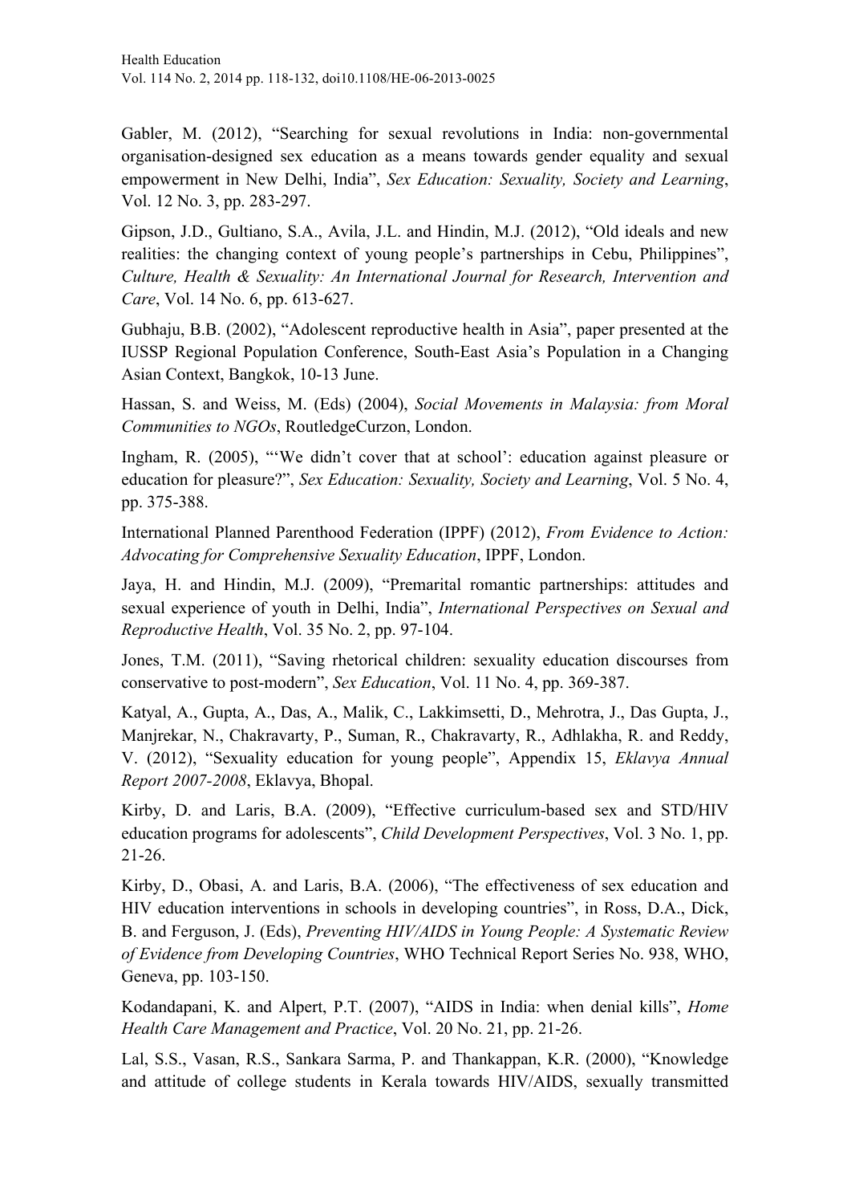Gabler, M. (2012), "Searching for sexual revolutions in India: non-governmental organisation-designed sex education as a means towards gender equality and sexual empowerment in New Delhi, India", *Sex Education: Sexuality, Society and Learning*, Vol. 12 No. 3, pp. 283-297.

Gipson, J.D., Gultiano, S.A., Avila, J.L. and Hindin, M.J. (2012), "Old ideals and new realities: the changing context of young people's partnerships in Cebu, Philippines", *Culture, Health & Sexuality: An International Journal for Research, Intervention and Care*, Vol. 14 No. 6, pp. 613-627.

Gubhaju, B.B. (2002), "Adolescent reproductive health in Asia", paper presented at the IUSSP Regional Population Conference, South-East Asia's Population in a Changing Asian Context, Bangkok, 10-13 June.

Hassan, S. and Weiss, M. (Eds) (2004), *Social Movements in Malaysia: from Moral Communities to NGOs*, RoutledgeCurzon, London.

Ingham, R. (2005), "'We didn't cover that at school': education against pleasure or education for pleasure?", *Sex Education: Sexuality, Society and Learning*, Vol. 5 No. 4, pp. 375-388.

International Planned Parenthood Federation (IPPF) (2012), *From Evidence to Action: Advocating for Comprehensive Sexuality Education*, IPPF, London.

Jaya, H. and Hindin, M.J. (2009), "Premarital romantic partnerships: attitudes and sexual experience of youth in Delhi, India", *International Perspectives on Sexual and Reproductive Health*, Vol. 35 No. 2, pp. 97-104.

Jones, T.M. (2011), "Saving rhetorical children: sexuality education discourses from conservative to post-modern", *Sex Education*, Vol. 11 No. 4, pp. 369-387.

Katyal, A., Gupta, A., Das, A., Malik, C., Lakkimsetti, D., Mehrotra, J., Das Gupta, J., Manjrekar, N., Chakravarty, P., Suman, R., Chakravarty, R., Adhlakha, R. and Reddy, V. (2012), "Sexuality education for young people", Appendix 15, *Eklavya Annual Report 2007-2008*, Eklavya, Bhopal.

Kirby, D. and Laris, B.A. (2009), "Effective curriculum-based sex and STD/HIV education programs for adolescents", *Child Development Perspectives*, Vol. 3 No. 1, pp. 21-26.

Kirby, D., Obasi, A. and Laris, B.A. (2006), "The effectiveness of sex education and HIV education interventions in schools in developing countries", in Ross, D.A., Dick, B. and Ferguson, J. (Eds), *Preventing HIV/AIDS in Young People: A Systematic Review of Evidence from Developing Countries*, WHO Technical Report Series No. 938, WHO, Geneva, pp. 103-150.

Kodandapani, K. and Alpert, P.T. (2007), "AIDS in India: when denial kills", *Home Health Care Management and Practice*, Vol. 20 No. 21, pp. 21-26.

Lal, S.S., Vasan, R.S., Sankara Sarma, P. and Thankappan, K.R. (2000), "Knowledge and attitude of college students in Kerala towards HIV/AIDS, sexually transmitted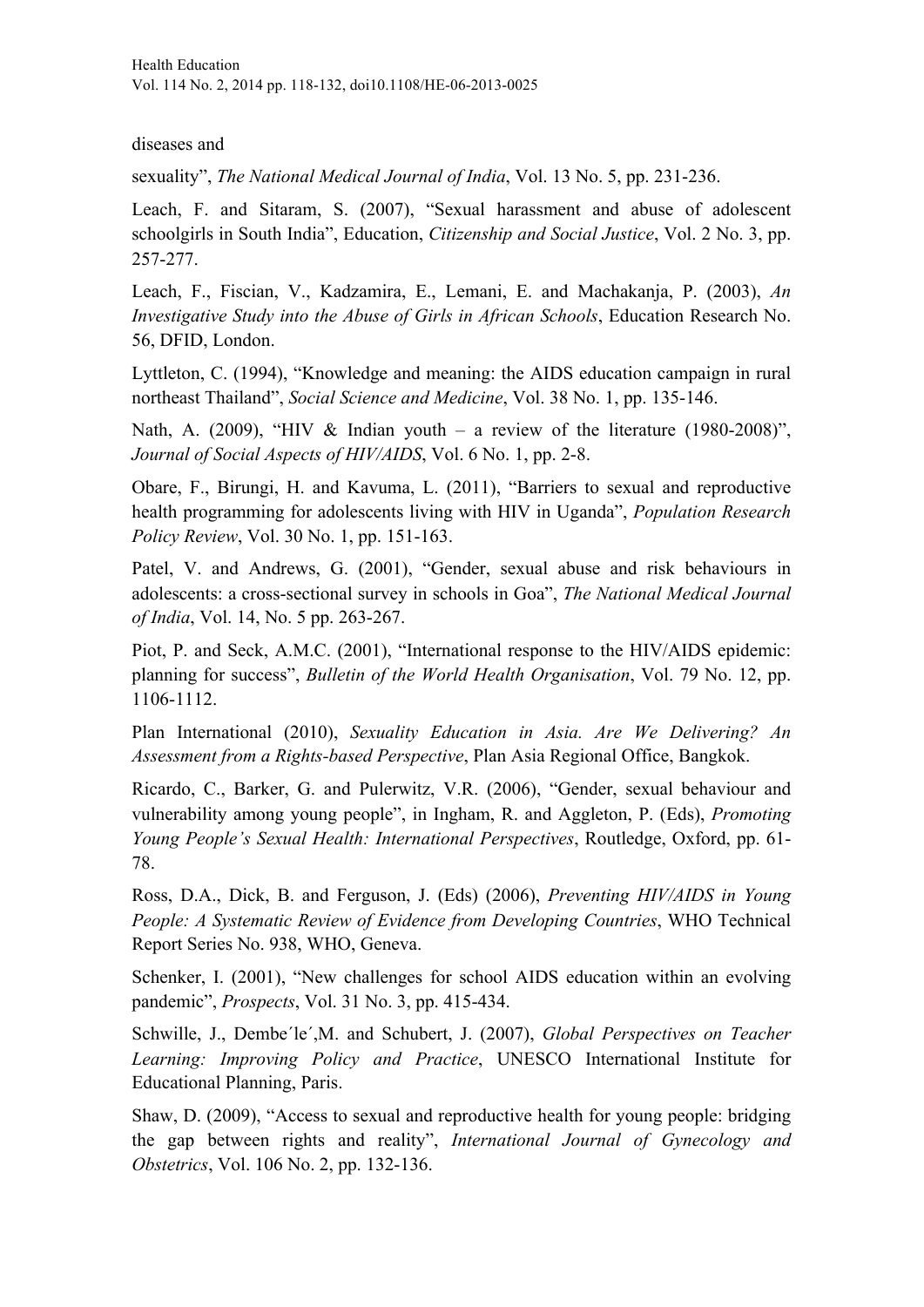diseases and

sexuality", *The National Medical Journal of India*, Vol. 13 No. 5, pp. 231-236.

Leach, F. and Sitaram, S. (2007), "Sexual harassment and abuse of adolescent schoolgirls in South India", Education, *Citizenship and Social Justice*, Vol. 2 No. 3, pp. 257-277.

Leach, F., Fiscian, V., Kadzamira, E., Lemani, E. and Machakanja, P. (2003), *An Investigative Study into the Abuse of Girls in African Schools*, Education Research No. 56, DFID, London.

Lyttleton, C. (1994), "Knowledge and meaning: the AIDS education campaign in rural northeast Thailand", *Social Science and Medicine*, Vol. 38 No. 1, pp. 135-146.

Nath, A. (2009), "HIV & Indian youth – a review of the literature (1980-2008)", *Journal of Social Aspects of HIV/AIDS*, Vol. 6 No. 1, pp. 2-8.

Obare, F., Birungi, H. and Kavuma, L. (2011), "Barriers to sexual and reproductive health programming for adolescents living with HIV in Uganda", *Population Research Policy Review*, Vol. 30 No. 1, pp. 151-163.

Patel, V. and Andrews, G. (2001), "Gender, sexual abuse and risk behaviours in adolescents: a cross-sectional survey in schools in Goa", *The National Medical Journal of India*, Vol. 14, No. 5 pp. 263-267.

Piot, P. and Seck, A.M.C. (2001), "International response to the HIV/AIDS epidemic: planning for success", *Bulletin of the World Health Organisation*, Vol. 79 No. 12, pp. 1106-1112.

Plan International (2010), *Sexuality Education in Asia. Are We Delivering? An Assessment from a Rights-based Perspective*, Plan Asia Regional Office, Bangkok.

Ricardo, C., Barker, G. and Pulerwitz, V.R. (2006), "Gender, sexual behaviour and vulnerability among young people", in Ingham, R. and Aggleton, P. (Eds), *Promoting Young People's Sexual Health: International Perspectives*, Routledge, Oxford, pp. 61-78.

Ross, D.A., Dick, B. and Ferguson, J. (Eds) (2006), *Preventing HIV/AIDS in Young People: A Systematic Review of Evidence from Developing Countries*, WHO Technical Report Series No. 938, WHO, Geneva.

Schenker, I. (2001), "New challenges for school AIDS education within an evolving pandemic", *Prospects*, Vol. 31 No. 3, pp. 415-434.

Schwille, J., Dembe´le´,M. and Schubert, J. (2007), *Global Perspectives on Teacher Learning: Improving Policy and Practice*, UNESCO International Institute for Educational Planning, Paris.

Shaw, D. (2009), "Access to sexual and reproductive health for young people: bridging the gap between rights and reality", *International Journal of Gynecology and Obstetrics*, Vol. 106 No. 2, pp. 132-136.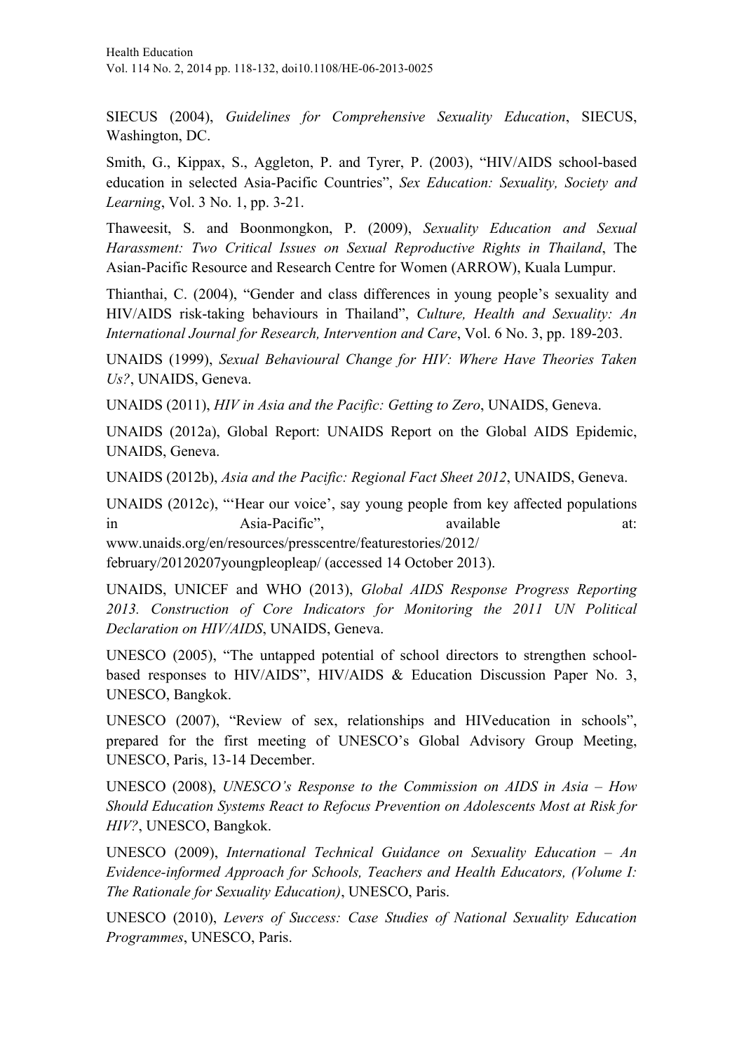SIECUS (2004), *Guidelines for Comprehensive Sexuality Education*, SIECUS, Washington, DC.

Smith, G., Kippax, S., Aggleton, P. and Tyrer, P. (2003), "HIV/AIDS school-based education in selected Asia-Pacific Countries", *Sex Education: Sexuality, Society and Learning*, Vol. 3 No. 1, pp. 3-21.

Thaweesit, S. and Boonmongkon, P. (2009), *Sexuality Education and Sexual Harassment: Two Critical Issues on Sexual Reproductive Rights in Thailand*, The Asian-Pacific Resource and Research Centre for Women (ARROW), Kuala Lumpur.

Thianthai, C. (2004), "Gender and class differences in young people's sexuality and HIV/AIDS risk-taking behaviours in Thailand", *Culture, Health and Sexuality: An International Journal for Research, Intervention and Care*, Vol. 6 No. 3, pp. 189-203.

UNAIDS (1999), *Sexual Behavioural Change for HIV: Where Have Theories Taken Us?*, UNAIDS, Geneva.

UNAIDS (2011), *HIV in Asia and the Pacific: Getting to Zero*, UNAIDS, Geneva.

UNAIDS (2012a), Global Report: UNAIDS Report on the Global AIDS Epidemic, UNAIDS, Geneva.

UNAIDS (2012b), *Asia and the Pacific: Regional Fact Sheet 2012*, UNAIDS, Geneva.

UNAIDS (2012c), "'Hear our voice', say young people from key affected populations in Asia-Pacific", available at: www.unaids.org/en/resources/presscentre/featurestories/2012/february/20120207youngpleopleap/ (accessed 14 October 2013).

UNAIDS, UNICEF and WHO (2013), *Global AIDS Response Progress Reporting 2013. Construction of Core Indicators for Monitoring the 2011 UN Political Declaration on HIV/AIDS*, UNAIDS, Geneva.

UNESCO (2005), "The untapped potential of school directors to strengthen school-based responses to HIV/AIDS", HIV/AIDS & Education Discussion Paper No. 3, UNESCO, Bangkok.

UNESCO (2007), "Review of sex, relationships and HIVeducation in schools", prepared for the first meeting of UNESCO's Global Advisory Group Meeting, UNESCO, Paris, 13-14 December.

UNESCO (2008), *UNESCO's Response to the Commission on AIDS in Asia – How Should Education Systems React to Refocus Prevention on Adolescents Most at Risk for HIV?*, UNESCO, Bangkok.

UNESCO (2009), *International Technical Guidance on Sexuality Education – An Evidence-informed Approach for Schools, Teachers and Health Educators, (Volume I: The Rationale for Sexuality Education)*, UNESCO, Paris.

UNESCO (2010), *Levers of Success: Case Studies of National Sexuality Education Programmes*, UNESCO, Paris.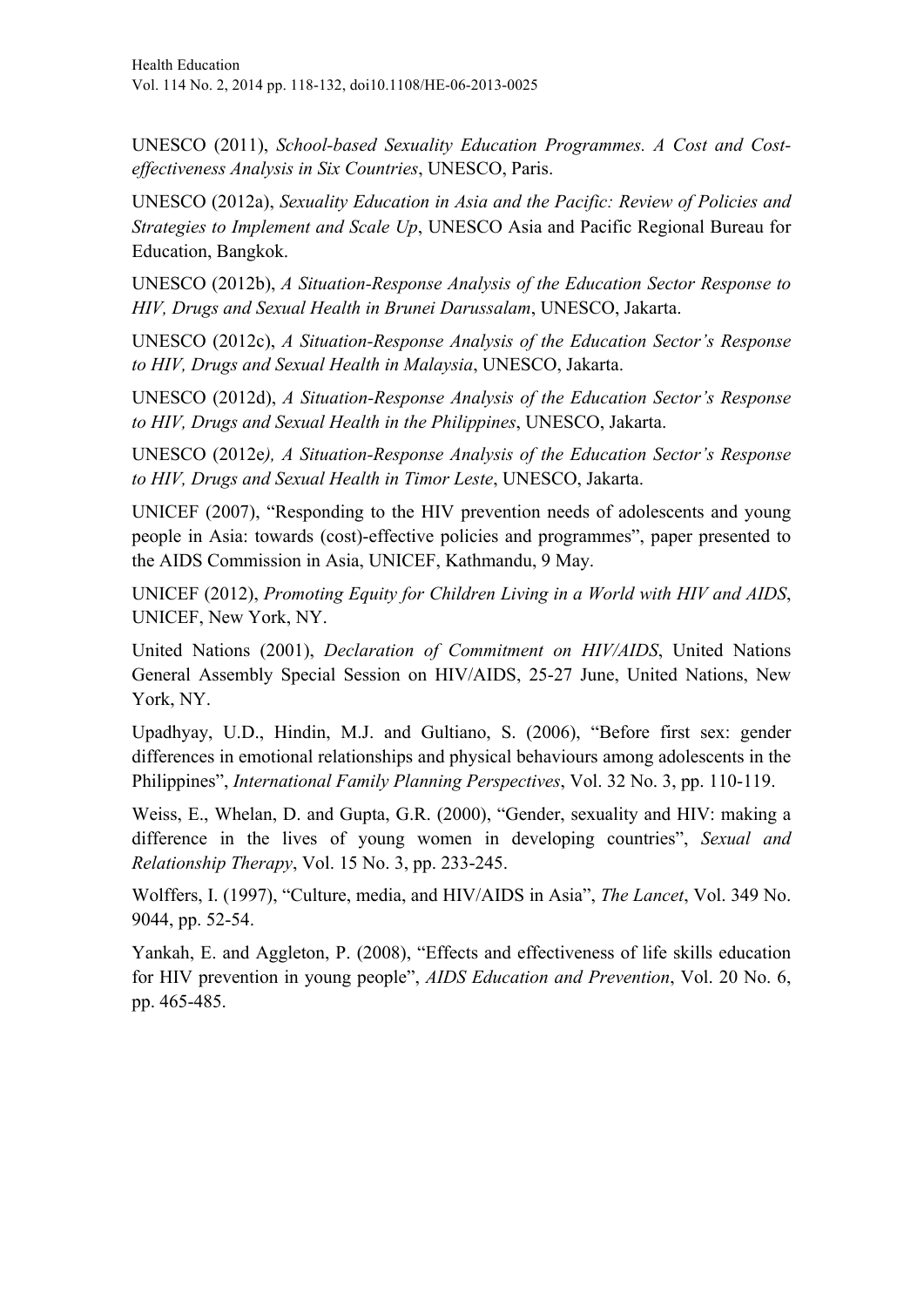UNESCO (2011), *School-based Sexuality Education Programmes. A Cost and Cost-effectiveness Analysis in Six Countries*, UNESCO, Paris.

UNESCO (2012a), *Sexuality Education in Asia and the Pacific: Review of Policies and Strategies to Implement and Scale Up*, UNESCO Asia and Pacific Regional Bureau for Education, Bangkok.

UNESCO (2012b), *A Situation-Response Analysis of the Education Sector Response to HIV, Drugs and Sexual Health in Brunei Darussalam*, UNESCO, Jakarta.

UNESCO (2012c), *A Situation-Response Analysis of the Education Sector's Response to HIV, Drugs and Sexual Health in Malaysia*, UNESCO, Jakarta.

UNESCO (2012d), *A Situation-Response Analysis of the Education Sector's Response to HIV, Drugs and Sexual Health in the Philippines*, UNESCO, Jakarta.

UNESCO (2012e*), A Situation-Response Analysis of the Education Sector's Response to HIV, Drugs and Sexual Health in Timor Leste*, UNESCO, Jakarta.

UNICEF (2007), "Responding to the HIV prevention needs of adolescents and young people in Asia: towards (cost)-effective policies and programmes", paper presented to the AIDS Commission in Asia, UNICEF, Kathmandu, 9 May.

UNICEF (2012), *Promoting Equity for Children Living in a World with HIV and AIDS*, UNICEF, New York, NY.

United Nations (2001), *Declaration of Commitment on HIV/AIDS*, United Nations General Assembly Special Session on HIV/AIDS, 25-27 June, United Nations, New York, NY.

Upadhyay, U.D., Hindin, M.J. and Gultiano, S. (2006), "Before first sex: gender differences in emotional relationships and physical behaviours among adolescents in the Philippines", *International Family Planning Perspectives*, Vol. 32 No. 3, pp. 110-119.

Weiss, E., Whelan, D. and Gupta, G.R. (2000), "Gender, sexuality and HIV: making a difference in the lives of young women in developing countries", *Sexual and Relationship Therapy*, Vol. 15 No. 3, pp. 233-245.

Wolffers, I. (1997), "Culture, media, and HIV/AIDS in Asia", *The Lancet*, Vol. 349 No. 9044, pp. 52-54.

Yankah, E. and Aggleton, P. (2008), "Effects and effectiveness of life skills education for HIV prevention in young people", *AIDS Education and Prevention*, Vol. 20 No. 6, pp. 465-485.